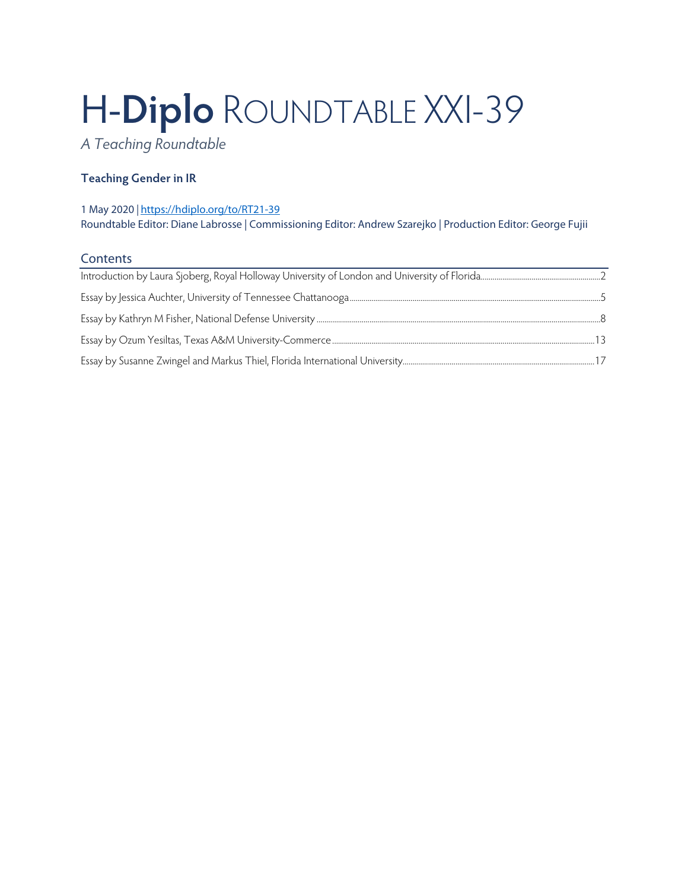# H-**Diplo** ROUNDTABLE XXI-39

*A Teaching Roundtable*

**Teaching Gender in IR**

1 May 2020 | https://hdiplo.org/to/RT21-39
Roundtable Editor: Diane Labrosse | Commissioning Editor: Andrew Szarejko | Production Editor: George Fujii

## Contents

Introduction by Laura Sjoberg, Royal Holloway University of London and University of Florida ..... 2

Essay by Jessica Auchter, University of Tennessee Chattanooga ..... 5

Essay by Kathryn M Fisher, National Defense University ..... 8

Essay by Ozum Yesiltas, Texas A&M University-Commerce ..... 13

Essay by Susanne Zwingel and Markus Thiel, Florida International University ..... 17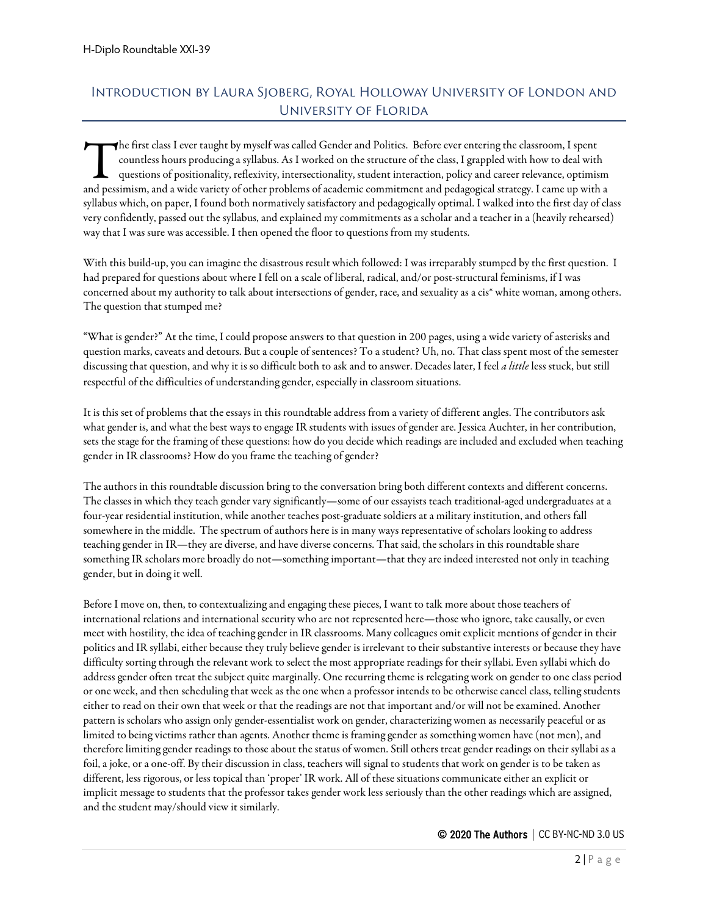## Introduction by Laura Sjoberg, Royal Holloway University of London and University of Florida

The first class I ever taught by myself was called Gender and Politics. Before ever entering the classroom, I spent countless hours producing a syllabus. As I worked on the structure of the class, I grappled with how to deal with questions of positionality, reflexivity, intersectionality, student interaction, policy and career relevance, optimism and pessimism, and a wide variety of other problems of academic commitment and pedagogical strategy. I came up with a syllabus which, on paper, I found both normatively satisfactory and pedagogically optimal. I walked into the first day of class very confidently, passed out the syllabus, and explained my commitments as a scholar and a teacher in a (heavily rehearsed) way that I was sure was accessible. I then opened the floor to questions from my students.

With this build-up, you can imagine the disastrous result which followed: I was irreparably stumped by the first question. I had prepared for questions about where I fell on a scale of liberal, radical, and/or post-structural feminisms, if I was concerned about my authority to talk about intersections of gender, race, and sexuality as a cis* white woman, among others. The question that stumped me?

"What is gender?" At the time, I could propose answers to that question in 200 pages, using a wide variety of asterisks and question marks, caveats and detours. But a couple of sentences? To a student? Uh, no. That class spent most of the semester discussing that question, and why it is so difficult both to ask and to answer. Decades later, I feel *a little* less stuck, but still respectful of the difficulties of understanding gender, especially in classroom situations.

It is this set of problems that the essays in this roundtable address from a variety of different angles. The contributors ask what gender is, and what the best ways to engage IR students with issues of gender are. Jessica Auchter, in her contribution, sets the stage for the framing of these questions: how do you decide which readings are included and excluded when teaching gender in IR classrooms? How do you frame the teaching of gender?

The authors in this roundtable discussion bring to the conversation bring both different contexts and different concerns. The classes in which they teach gender vary significantly—some of our essayists teach traditional-aged undergraduates at a four-year residential institution, while another teaches post-graduate soldiers at a military institution, and others fall somewhere in the middle. The spectrum of authors here is in many ways representative of scholars looking to address teaching gender in IR—they are diverse, and have diverse concerns. That said, the scholars in this roundtable share something IR scholars more broadly do not—something important—that they are indeed interested not only in teaching gender, but in doing it well.

Before I move on, then, to contextualizing and engaging these pieces, I want to talk more about those teachers of international relations and international security who are not represented here—those who ignore, take causally, or even meet with hostility, the idea of teaching gender in IR classrooms. Many colleagues omit explicit mentions of gender in their politics and IR syllabi, either because they truly believe gender is irrelevant to their substantive interests or because they have difficulty sorting through the relevant work to select the most appropriate readings for their syllabi. Even syllabi which do address gender often treat the subject quite marginally. One recurring theme is relegating work on gender to one class period or one week, and then scheduling that week as the one when a professor intends to be otherwise cancel class, telling students either to read on their own that week or that the readings are not that important and/or will not be examined. Another pattern is scholars who assign only gender-essentialist work on gender, characterizing women as necessarily peaceful or as limited to being victims rather than agents. Another theme is framing gender as something women have (not men), and therefore limiting gender readings to those about the status of women. Still others treat gender readings on their syllabi as a foil, a joke, or a one-off. By their discussion in class, teachers will signal to students that work on gender is to be taken as different, less rigorous, or less topical than 'proper' IR work. All of these situations communicate either an explicit or implicit message to students that the professor takes gender work less seriously than the other readings which are assigned, and the student may/should view it similarly.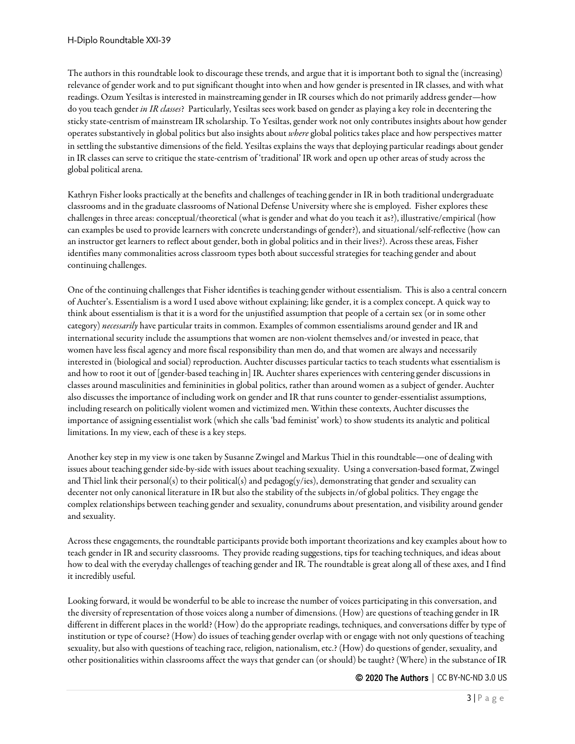The authors in this roundtable look to discourage these trends, and argue that it is important both to signal the (increasing) relevance of gender work and to put significant thought into when and how gender is presented in IR classes, and with what readings. Ozum Yesiltas is interested in mainstreaming gender in IR courses which do not primarily address gender—how do you teach gender *in IR classes*? Particularly, Yesiltas sees work based on gender as playing a key role in decentering the sticky state-centrism of mainstream IR scholarship. To Yesiltas, gender work not only contributes insights about how gender operates substantively in global politics but also insights about *where* global politics takes place and how perspectives matter in settling the substantive dimensions of the field. Yesiltas explains the ways that deploying particular readings about gender in IR classes can serve to critique the state-centrism of 'traditional' IR work and open up other areas of study across the global political arena.

Kathryn Fisher looks practically at the benefits and challenges of teaching gender in IR in both traditional undergraduate classrooms and in the graduate classrooms of National Defense University where she is employed. Fisher explores these challenges in three areas: conceptual/theoretical (what is gender and what do you teach it as?), illustrative/empirical (how can examples be used to provide learners with concrete understandings of gender?), and situational/self-reflective (how can an instructor get learners to reflect about gender, both in global politics and in their lives?). Across these areas, Fisher identifies many commonalities across classroom types both about successful strategies for teaching gender and about continuing challenges.

One of the continuing challenges that Fisher identifies is teaching gender without essentialism. This is also a central concern of Auchter's. Essentialism is a word I used above without explaining; like gender, it is a complex concept. A quick way to think about essentialism is that it is a word for the unjustified assumption that people of a certain sex (or in some other category) *necessarily* have particular traits in common. Examples of common essentialisms around gender and IR and international security include the assumptions that women are non-violent themselves and/or invested in peace, that women have less fiscal agency and more fiscal responsibility than men do, and that women are always and necessarily interested in (biological and social) reproduction. Auchter discusses particular tactics to teach students what essentialism is and how to root it out of [gender-based teaching in] IR. Auchter shares experiences with centering gender discussions in classes around masculinities and femininities in global politics, rather than around women as a subject of gender. Auchter also discusses the importance of including work on gender and IR that runs counter to gender-essentialist assumptions, including research on politically violent women and victimized men. Within these contexts, Auchter discusses the importance of assigning essentialist work (which she calls 'bad feminist' work) to show students its analytic and political limitations. In my view, each of these is a key steps.

Another key step in my view is one taken by Susanne Zwingel and Markus Thiel in this roundtable—one of dealing with issues about teaching gender side-by-side with issues about teaching sexuality. Using a conversation-based format, Zwingel and Thiel link their personal(s) to their political(s) and pedagog(y/ies), demonstrating that gender and sexuality can decenter not only canonical literature in IR but also the stability of the subjects in/of global politics. They engage the complex relationships between teaching gender and sexuality, conundrums about presentation, and visibility around gender and sexuality.

Across these engagements, the roundtable participants provide both important theorizations and key examples about how to teach gender in IR and security classrooms. They provide reading suggestions, tips for teaching techniques, and ideas about how to deal with the everyday challenges of teaching gender and IR. The roundtable is great along all of these axes, and I find it incredibly useful.

Looking forward, it would be wonderful to be able to increase the number of voices participating in this conversation, and the diversity of representation of those voices along a number of dimensions. (How) are questions of teaching gender in IR different in different places in the world? (How) do the appropriate readings, techniques, and conversations differ by type of institution or type of course? (How) do issues of teaching gender overlap with or engage with not only questions of teaching sexuality, but also with questions of teaching race, religion, nationalism, etc.? (How) do questions of gender, sexuality, and other positionalities within classrooms affect the ways that gender can (or should) be taught? (Where) in the substance of IR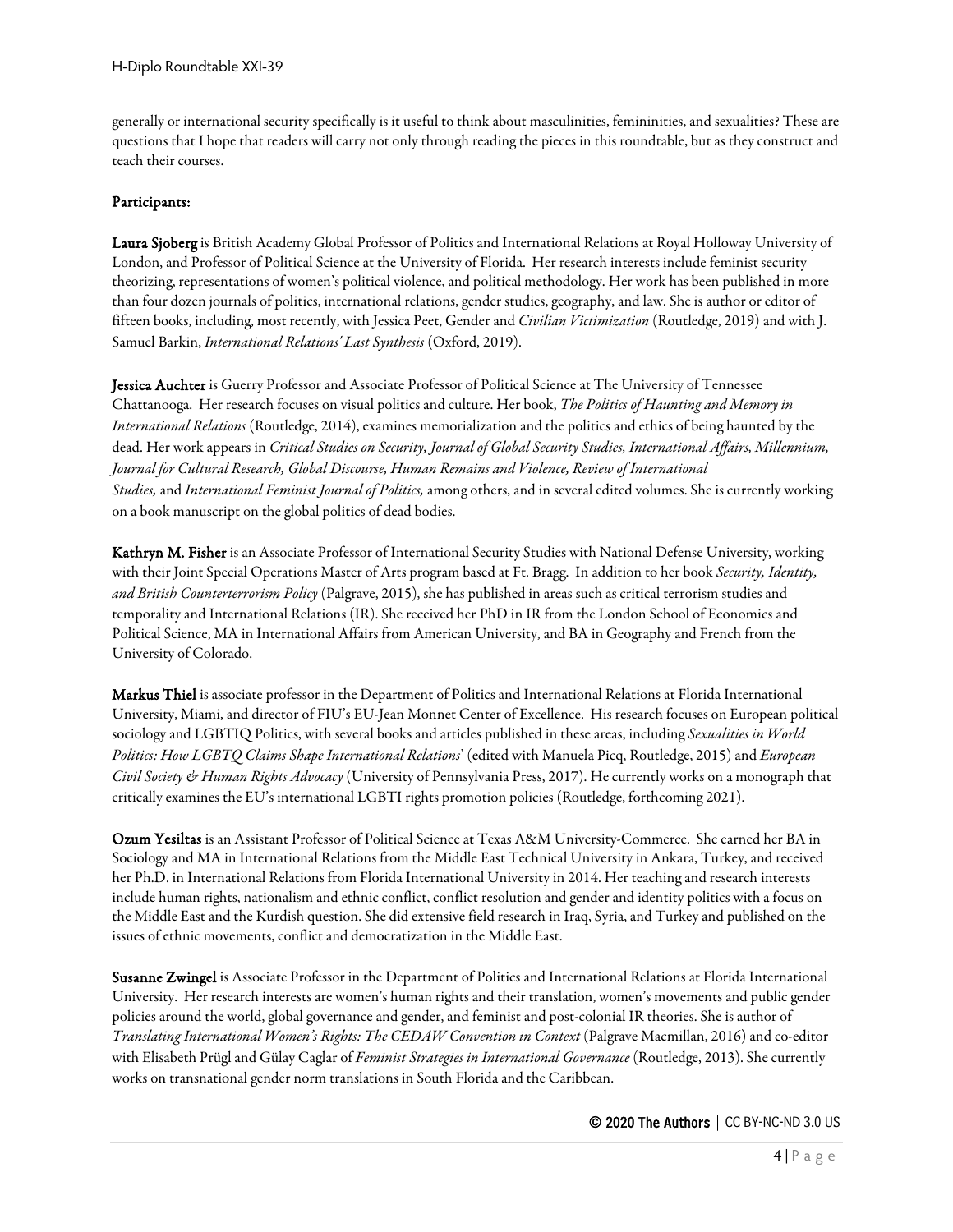generally or international security specifically is it useful to think about masculinities, femininities, and sexualities? These are questions that I hope that readers will carry not only through reading the pieces in this roundtable, but as they construct and teach their courses.

**Participants:**

**Laura Sjoberg** is British Academy Global Professor of Politics and International Relations at Royal Holloway University of London, and Professor of Political Science at the University of Florida. Her research interests include feminist security theorizing, representations of women's political violence, and political methodology. Her work has been published in more than four dozen journals of politics, international relations, gender studies, geography, and law. She is author or editor of fifteen books, including, most recently, with Jessica Peet, Gender and *Civilian Victimization* (Routledge, 2019) and with J. Samuel Barkin, *International Relations' Last Synthesis* (Oxford, 2019).

**Jessica Auchter** is Guerry Professor and Associate Professor of Political Science at The University of Tennessee Chattanooga. Her research focuses on visual politics and culture. Her book, *The Politics of Haunting and Memory in International Relations* (Routledge, 2014), examines memorialization and the politics and ethics of being haunted by the dead. Her work appears in *Critical Studies on Security, Journal of Global Security Studies, International Affairs, Millennium, Journal for Cultural Research, Global Discourse, Human Remains and Violence, Review of International Studies,* and *International Feminist Journal of Politics,* among others, and in several edited volumes. She is currently working on a book manuscript on the global politics of dead bodies.

**Kathryn M. Fisher** is an Associate Professor of International Security Studies with National Defense University, working with their Joint Special Operations Master of Arts program based at Ft. Bragg. In addition to her book *Security, Identity, and British Counterterrorism Policy* (Palgrave, 2015), she has published in areas such as critical terrorism studies and temporality and International Relations (IR). She received her PhD in IR from the London School of Economics and Political Science, MA in International Affairs from American University, and BA in Geography and French from the University of Colorado.

**Markus Thiel** is associate professor in the Department of Politics and International Relations at Florida International University, Miami, and director of FIU's EU-Jean Monnet Center of Excellence. His research focuses on European political sociology and LGBTIQ Politics, with several books and articles published in these areas, including *Sexualities in World Politics: How LGBTQ Claims Shape International Relations*' (edited with Manuela Picq, Routledge, 2015) and *European Civil Society & Human Rights Advocacy* (University of Pennsylvania Press, 2017). He currently works on a monograph that critically examines the EU's international LGBTI rights promotion policies (Routledge, forthcoming 2021).

**Ozum Yesiltas** is an Assistant Professor of Political Science at Texas A&M University-Commerce. She earned her BA in Sociology and MA in International Relations from the Middle East Technical University in Ankara, Turkey, and received her Ph.D. in International Relations from Florida International University in 2014. Her teaching and research interests include human rights, nationalism and ethnic conflict, conflict resolution and gender and identity politics with a focus on the Middle East and the Kurdish question. She did extensive field research in Iraq, Syria, and Turkey and published on the issues of ethnic movements, conflict and democratization in the Middle East.

**Susanne Zwingel** is Associate Professor in the Department of Politics and International Relations at Florida International University. Her research interests are women's human rights and their translation, women's movements and public gender policies around the world, global governance and gender, and feminist and post-colonial IR theories. She is author of *Translating International Women's Rights: The CEDAW Convention in Context* (Palgrave Macmillan, 2016) and co-editor with Elisabeth Prügl and Gülay Caglar of *Feminist Strategies in International Governance* (Routledge, 2013). She currently works on transnational gender norm translations in South Florida and the Caribbean.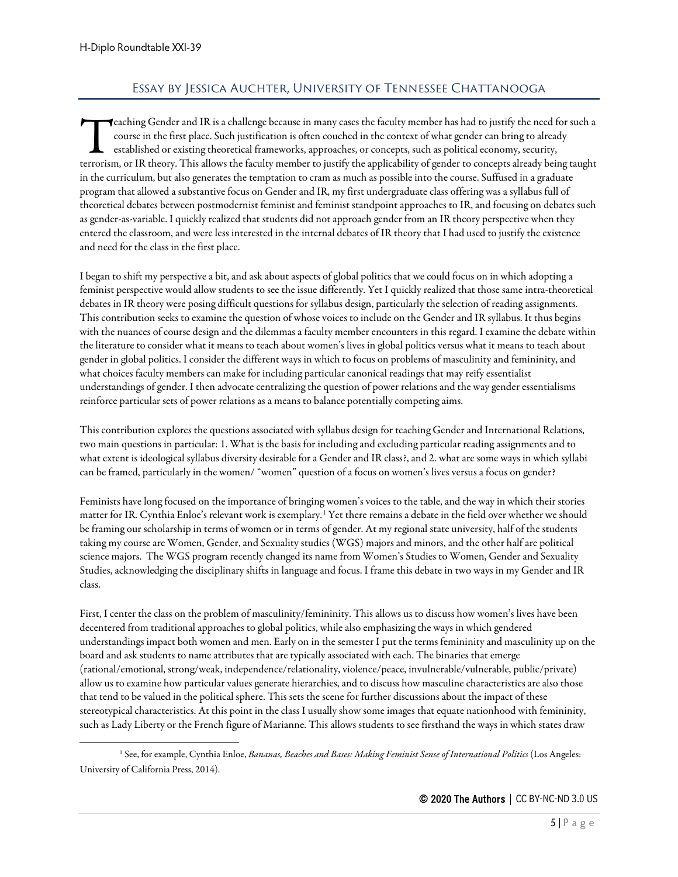## Essay by Jessica Auchter, University of Tennessee Chattanooga

Teaching Gender and IR is a challenge because in many cases the faculty member has had to justify the need for such a course in the first place. Such justification is often couched in the context of what gender can bring to already established or existing theoretical frameworks, approaches, or concepts, such as political economy, security, terrorism, or IR theory. This allows the faculty member to justify the applicability of gender to concepts already being taught in the curriculum, but also generates the temptation to cram as much as possible into the course. Suffused in a graduate program that allowed a substantive focus on Gender and IR, my first undergraduate class offering was a syllabus full of theoretical debates between postmodernist feminist and feminist standpoint approaches to IR, and focusing on debates such as gender-as-variable. I quickly realized that students did not approach gender from an IR theory perspective when they entered the classroom, and were less interested in the internal debates of IR theory that I had used to justify the existence and need for the class in the first place.

I began to shift my perspective a bit, and ask about aspects of global politics that we could focus on in which adopting a feminist perspective would allow students to see the issue differently. Yet I quickly realized that those same intra-theoretical debates in IR theory were posing difficult questions for syllabus design, particularly the selection of reading assignments. This contribution seeks to examine the question of whose voices to include on the Gender and IR syllabus. It thus begins with the nuances of course design and the dilemmas a faculty member encounters in this regard. I examine the debate within the literature to consider what it means to teach about women's lives in global politics versus what it means to teach about gender in global politics. I consider the different ways in which to focus on problems of masculinity and femininity, and what choices faculty members can make for including particular canonical readings that may reify essentialist understandings of gender. I then advocate centralizing the question of power relations and the way gender essentialisms reinforce particular sets of power relations as a means to balance potentially competing aims.

This contribution explores the questions associated with syllabus design for teaching Gender and International Relations, two main questions in particular: 1. What is the basis for including and excluding particular reading assignments and to what extent is ideological syllabus diversity desirable for a Gender and IR class?, and 2. what are some ways in which syllabi can be framed, particularly in the women/ "women" question of a focus on women's lives versus a focus on gender?

Feminists have long focused on the importance of bringing women's voices to the table, and the way in which their stories matter for IR. Cynthia Enloe's relevant work is exemplary.[1] Yet there remains a debate in the field over whether we should be framing our scholarship in terms of women or in terms of gender. At my regional state university, half of the students taking my course are Women, Gender, and Sexuality studies (WGS) majors and minors, and the other half are political science majors. The WGS program recently changed its name from Women's Studies to Women, Gender and Sexuality Studies, acknowledging the disciplinary shifts in language and focus. I frame this debate in two ways in my Gender and IR class.

First, I center the class on the problem of masculinity/femininity. This allows us to discuss how women's lives have been decentered from traditional approaches to global politics, while also emphasizing the ways in which gendered understandings impact both women and men. Early on in the semester I put the terms femininity and masculinity up on the board and ask students to name attributes that are typically associated with each. The binaries that emerge (rational/emotional, strong/weak, independence/relationality, violence/peace, invulnerable/vulnerable, public/private) allow us to examine how particular values generate hierarchies, and to discuss how masculine characteristics are also those that tend to be valued in the political sphere. This sets the scene for further discussions about the impact of these stereotypical characteristics. At this point in the class I usually show some images that equate nationhood with femininity, such as Lady Liberty or the French figure of Marianne. This allows students to see firsthand the ways in which states draw

---

[1] See, for example, Cynthia Enloe, *Bananas, Beaches and Bases: Making Feminist Sense of International Politics* (Los Angeles: University of California Press, 2014).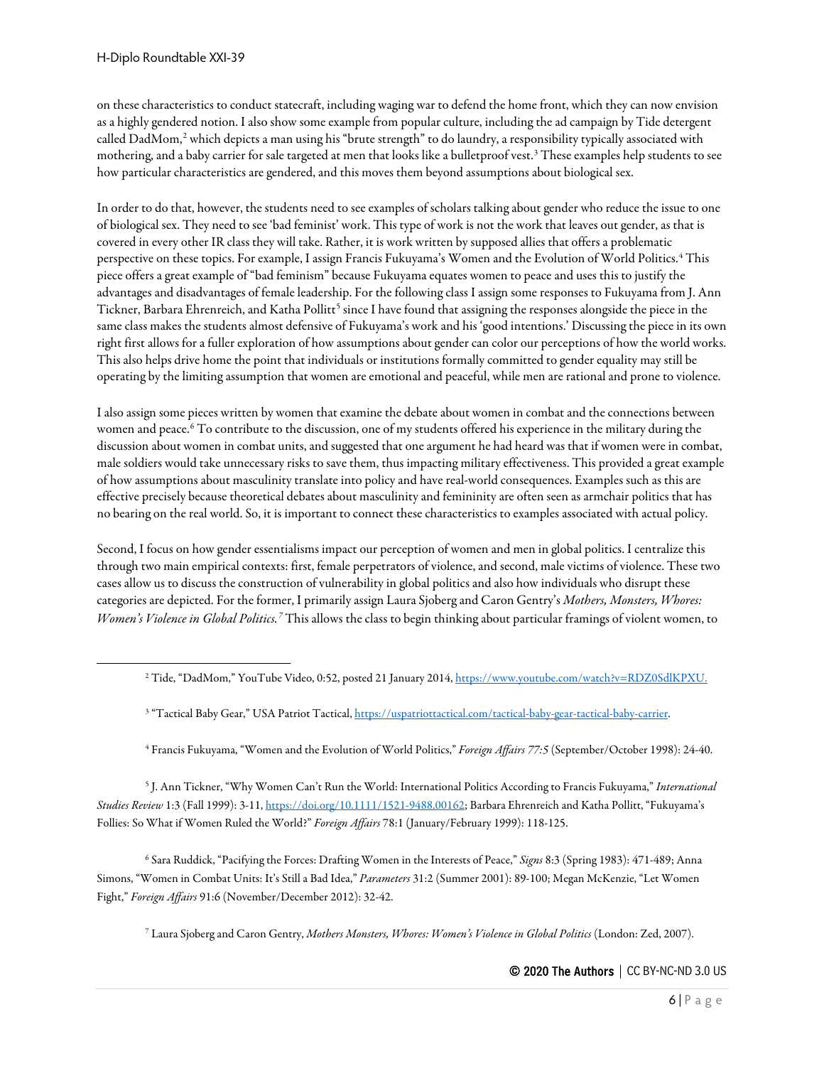on these characteristics to conduct statecraft, including waging war to defend the home front, which they can now envision as a highly gendered notion. I also show some example from popular culture, including the ad campaign by Tide detergent called DadMom,[2] which depicts a man using his "brute strength" to do laundry, a responsibility typically associated with mothering, and a baby carrier for sale targeted at men that looks like a bulletproof vest.[3] These examples help students to see how particular characteristics are gendered, and this moves them beyond assumptions about biological sex.

In order to do that, however, the students need to see examples of scholars talking about gender who reduce the issue to one of biological sex. They need to see 'bad feminist' work. This type of work is not the work that leaves out gender, as that is covered in every other IR class they will take. Rather, it is work written by supposed allies that offers a problematic perspective on these topics. For example, I assign Francis Fukuyama's Women and the Evolution of World Politics.[4] This piece offers a great example of "bad feminism" because Fukuyama equates women to peace and uses this to justify the advantages and disadvantages of female leadership. For the following class I assign some responses to Fukuyama from J. Ann Tickner, Barbara Ehrenreich, and Katha Pollitt[5] since I have found that assigning the responses alongside the piece in the same class makes the students almost defensive of Fukuyama's work and his 'good intentions.' Discussing the piece in its own right first allows for a fuller exploration of how assumptions about gender can color our perceptions of how the world works. This also helps drive home the point that individuals or institutions formally committed to gender equality may still be operating by the limiting assumption that women are emotional and peaceful, while men are rational and prone to violence.

I also assign some pieces written by women that examine the debate about women in combat and the connections between women and peace.[6] To contribute to the discussion, one of my students offered his experience in the military during the discussion about women in combat units, and suggested that one argument he had heard was that if women were in combat, male soldiers would take unnecessary risks to save them, thus impacting military effectiveness. This provided a great example of how assumptions about masculinity translate into policy and have real-world consequences. Examples such as this are effective precisely because theoretical debates about masculinity and femininity are often seen as armchair politics that has no bearing on the real world. So, it is important to connect these characteristics to examples associated with actual policy.

Second, I focus on how gender essentialisms impact our perception of women and men in global politics. I centralize this through two main empirical contexts: first, female perpetrators of violence, and second, male victims of violence. These two cases allow us to discuss the construction of vulnerability in global politics and also how individuals who disrupt these categories are depicted. For the former, I primarily assign Laura Sjoberg and Caron Gentry's *Mothers, Monsters, Whores: Women's Violence in Global Politics.*[7] This allows the class to begin thinking about particular framings of violent women, to

---

[2] Tide, "DadMom," YouTube Video, 0:52, posted 21 January 2014, https://www.youtube.com/watch?v=RDZ0SdlKPXU.

[3] "Tactical Baby Gear," USA Patriot Tactical, https://uspatriottactical.com/tactical-baby-gear-tactical-baby-carrier.

[4] Francis Fukuyama, "Women and the Evolution of World Politics," *Foreign Affairs 77:5* (September/October 1998): 24-40.

[5] J. Ann Tickner, "Why Women Can't Run the World: International Politics According to Francis Fukuyama," *International Studies Review* 1:3 (Fall 1999): 3-11, https://doi.org/10.1111/1521-9488.00162; Barbara Ehrenreich and Katha Pollitt, "Fukuyama's Follies: So What if Women Ruled the World?" *Foreign Affairs* 78:1 (January/February 1999): 118-125.

[6] Sara Ruddick, "Pacifying the Forces: Drafting Women in the Interests of Peace," *Signs* 8:3 (Spring 1983): 471-489; Anna Simons, "Women in Combat Units: It's Still a Bad Idea," *Parameters* 31:2 (Summer 2001): 89-100; Megan McKenzie, "Let Women Fight," *Foreign Affairs* 91:6 (November/December 2012): 32-42.

[7] Laura Sjoberg and Caron Gentry, *Mothers Monsters, Whores: Women's Violence in Global Politics* (London: Zed, 2007).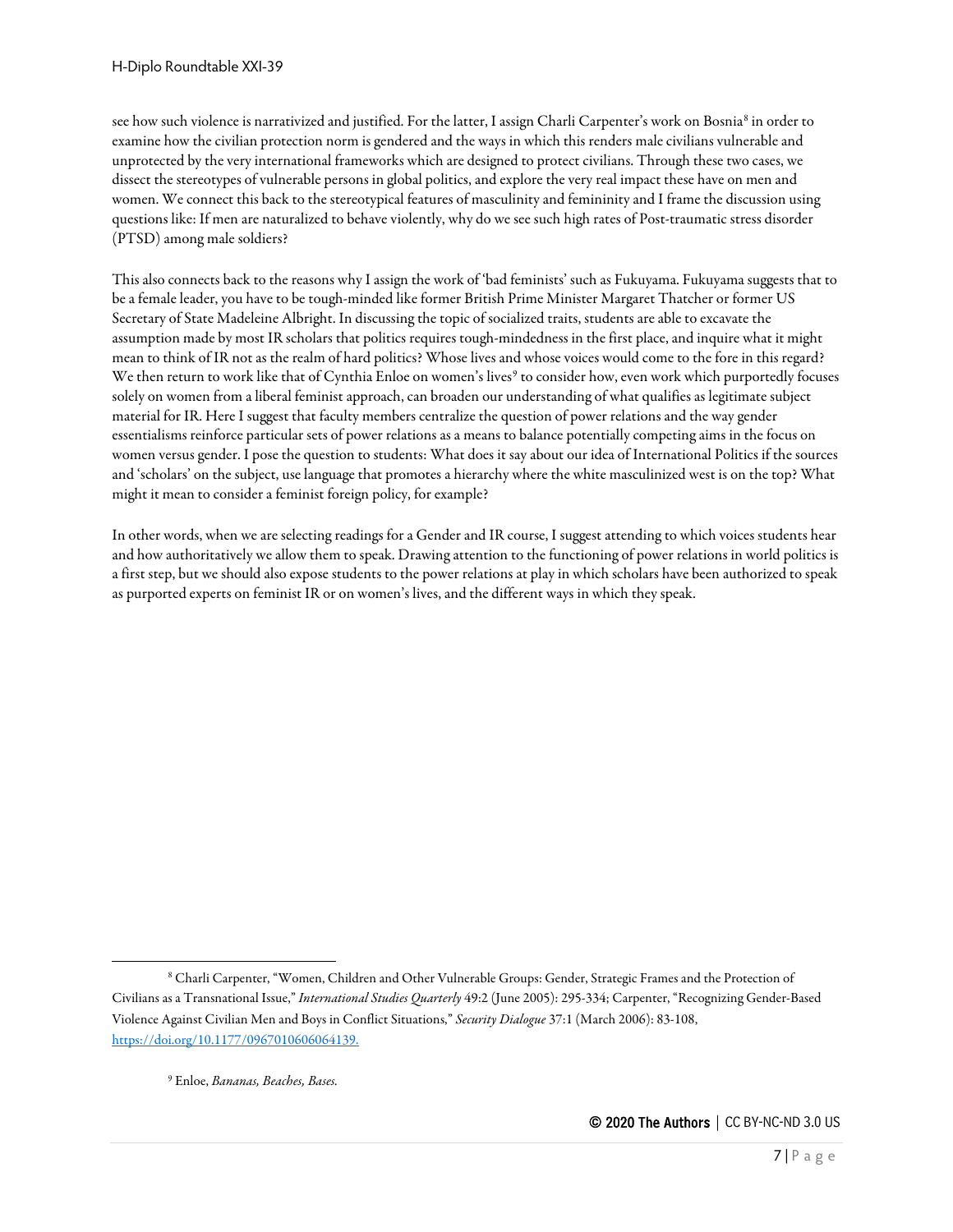see how such violence is narrativized and justified. For the latter, I assign Charli Carpenter's work on Bosnia[8] in order to examine how the civilian protection norm is gendered and the ways in which this renders male civilians vulnerable and unprotected by the very international frameworks which are designed to protect civilians. Through these two cases, we dissect the stereotypes of vulnerable persons in global politics, and explore the very real impact these have on men and women. We connect this back to the stereotypical features of masculinity and femininity and I frame the discussion using questions like: If men are naturalized to behave violently, why do we see such high rates of Post-traumatic stress disorder (PTSD) among male soldiers?

This also connects back to the reasons why I assign the work of 'bad feminists' such as Fukuyama. Fukuyama suggests that to be a female leader, you have to be tough-minded like former British Prime Minister Margaret Thatcher or former US Secretary of State Madeleine Albright. In discussing the topic of socialized traits, students are able to excavate the assumption made by most IR scholars that politics requires tough-mindedness in the first place, and inquire what it might mean to think of IR not as the realm of hard politics? Whose lives and whose voices would come to the fore in this regard? We then return to work like that of Cynthia Enloe on women's lives[9] to consider how, even work which purportedly focuses solely on women from a liberal feminist approach, can broaden our understanding of what qualifies as legitimate subject material for IR. Here I suggest that faculty members centralize the question of power relations and the way gender essentialisms reinforce particular sets of power relations as a means to balance potentially competing aims in the focus on women versus gender. I pose the question to students: What does it say about our idea of International Politics if the sources and 'scholars' on the subject, use language that promotes a hierarchy where the white masculinized west is on the top? What might it mean to consider a feminist foreign policy, for example?

In other words, when we are selecting readings for a Gender and IR course, I suggest attending to which voices students hear and how authoritatively we allow them to speak. Drawing attention to the functioning of power relations in world politics is a first step, but we should also expose students to the power relations at play in which scholars have been authorized to speak as purported experts on feminist IR or on women's lives, and the different ways in which they speak.

---

[8] Charli Carpenter, "Women, Children and Other Vulnerable Groups: Gender, Strategic Frames and the Protection of Civilians as a Transnational Issue," *International Studies Quarterly* 49:2 (June 2005): 295-334; Carpenter, "Recognizing Gender-Based Violence Against Civilian Men and Boys in Conflict Situations," *Security Dialogue* 37:1 (March 2006): 83-108, https://doi.org/10.1177/0967010606064139.

[9] Enloe, *Bananas, Beaches, Bases.*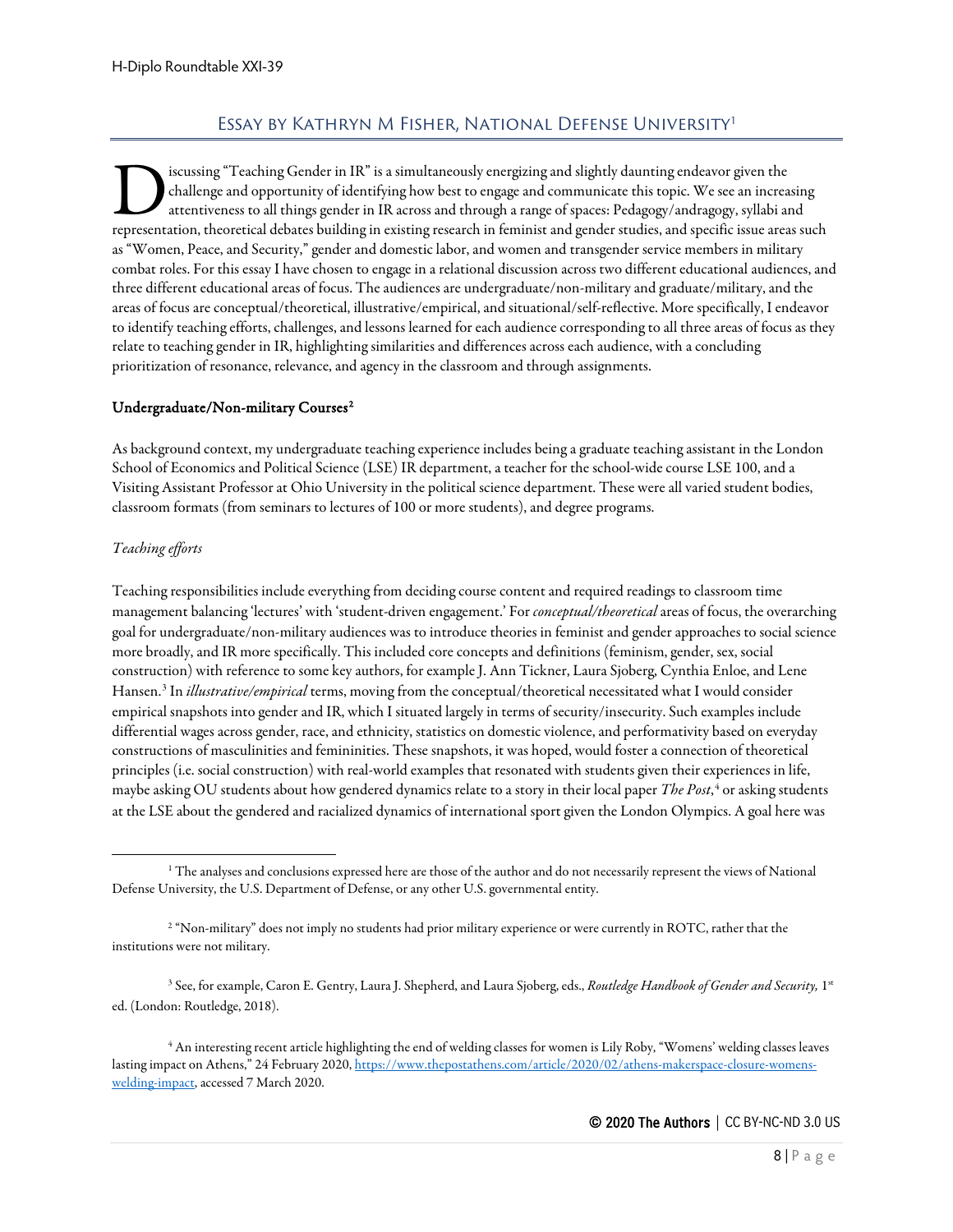## Essay by Kathryn M Fisher, National Defense University[1]

Discussing "Teaching Gender in IR" is a simultaneously energizing and slightly daunting endeavor given the challenge and opportunity of identifying how best to engage and communicate this topic. We see an increasing attentiveness to all things gender in IR across and through a range of spaces: Pedagogy/andragogy, syllabi and representation, theoretical debates building in existing research in feminist and gender studies, and specific issue areas such as "Women, Peace, and Security," gender and domestic labor, and women and transgender service members in military combat roles. For this essay I have chosen to engage in a relational discussion across two different educational audiences, and three different educational areas of focus. The audiences are undergraduate/non-military and graduate/military, and the areas of focus are conceptual/theoretical, illustrative/empirical, and situational/self-reflective. More specifically, I endeavor to identify teaching efforts, challenges, and lessons learned for each audience corresponding to all three areas of focus as they relate to teaching gender in IR, highlighting similarities and differences across each audience, with a concluding prioritization of resonance, relevance, and agency in the classroom and through assignments.

### Undergraduate/Non-military Courses[2]

As background context, my undergraduate teaching experience includes being a graduate teaching assistant in the London School of Economics and Political Science (LSE) IR department, a teacher for the school-wide course LSE 100, and a Visiting Assistant Professor at Ohio University in the political science department. These were all varied student bodies, classroom formats (from seminars to lectures of 100 or more students), and degree programs.

*Teaching efforts*

Teaching responsibilities include everything from deciding course content and required readings to classroom time management balancing 'lectures' with 'student-driven engagement.' For *conceptual/theoretical* areas of focus, the overarching goal for undergraduate/non-military audiences was to introduce theories in feminist and gender approaches to social science more broadly, and IR more specifically. This included core concepts and definitions (feminism, gender, sex, social construction) with reference to some key authors, for example J. Ann Tickner, Laura Sjoberg, Cynthia Enloe, and Lene Hansen.[3] In *illustrative/empirical* terms, moving from the conceptual/theoretical necessitated what I would consider empirical snapshots into gender and IR, which I situated largely in terms of security/insecurity. Such examples include differential wages across gender, race, and ethnicity, statistics on domestic violence, and performativity based on everyday constructions of masculinities and femininities. These snapshots, it was hoped, would foster a connection of theoretical principles (i.e. social construction) with real-world examples that resonated with students given their experiences in life, maybe asking OU students about how gendered dynamics relate to a story in their local paper *The Post*,[4] or asking students at the LSE about the gendered and racialized dynamics of international sport given the London Olympics. A goal here was

---

[1] The analyses and conclusions expressed here are those of the author and do not necessarily represent the views of National Defense University, the U.S. Department of Defense, or any other U.S. governmental entity.

[2] "Non-military" does not imply no students had prior military experience or were currently in ROTC, rather that the institutions were not military.

[3] See, for example, Caron E. Gentry, Laura J. Shepherd, and Laura Sjoberg, eds., *Routledge Handbook of Gender and Security,* 1st ed. (London: Routledge, 2018).

[4] An interesting recent article highlighting the end of welding classes for women is Lily Roby, "Womens' welding classes leaves lasting impact on Athens," 24 February 2020, https://www.thepostathens.com/article/2020/02/athens-makerspace-closure-womens-welding-impact, accessed 7 March 2020.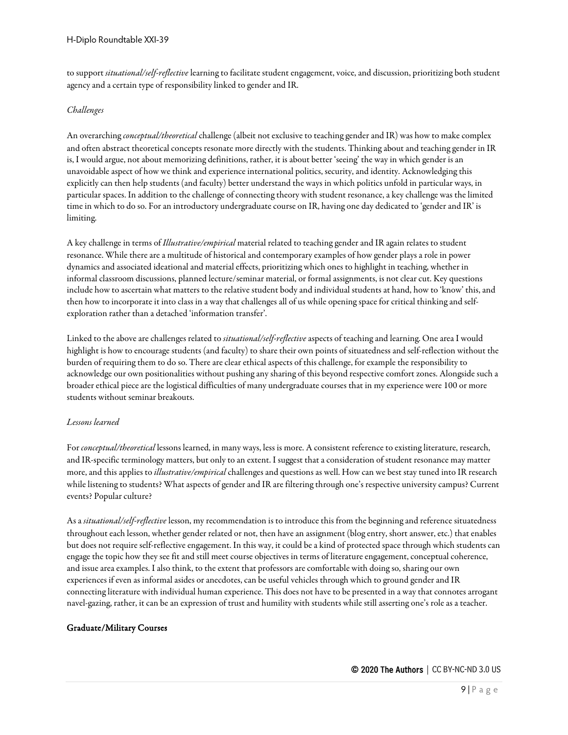to support *situational/self-reflective* learning to facilitate student engagement, voice, and discussion, prioritizing both student agency and a certain type of responsibility linked to gender and IR.

*Challenges*

An overarching *conceptual/theoretical* challenge (albeit not exclusive to teaching gender and IR) was how to make complex and often abstract theoretical concepts resonate more directly with the students. Thinking about and teaching gender in IR is, I would argue, not about memorizing definitions, rather, it is about better 'seeing' the way in which gender is an unavoidable aspect of how we think and experience international politics, security, and identity. Acknowledging this explicitly can then help students (and faculty) better understand the ways in which politics unfold in particular ways, in particular spaces. In addition to the challenge of connecting theory with student resonance, a key challenge was the limited time in which to do so. For an introductory undergraduate course on IR, having one day dedicated to 'gender and IR' is limiting.

A key challenge in terms of *Illustrative/empirical* material related to teaching gender and IR again relates to student resonance. While there are a multitude of historical and contemporary examples of how gender plays a role in power dynamics and associated ideational and material effects, prioritizing which ones to highlight in teaching, whether in informal classroom discussions, planned lecture/seminar material, or formal assignments, is not clear cut. Key questions include how to ascertain what matters to the relative student body and individual students at hand, how to 'know' this, and then how to incorporate it into class in a way that challenges all of us while opening space for critical thinking and self-exploration rather than a detached 'information transfer'.

Linked to the above are challenges related to *situational/self-reflective* aspects of teaching and learning. One area I would highlight is how to encourage students (and faculty) to share their own points of situatedness and self-reflection without the burden of requiring them to do so. There are clear ethical aspects of this challenge, for example the responsibility to acknowledge our own positionalities without pushing any sharing of this beyond respective comfort zones. Alongside such a broader ethical piece are the logistical difficulties of many undergraduate courses that in my experience were 100 or more students without seminar breakouts.

*Lessons learned*

For *conceptual/theoretical* lessons learned, in many ways, less is more. A consistent reference to existing literature, research, and IR-specific terminology matters, but only to an extent. I suggest that a consideration of student resonance may matter more, and this applies to *illustrative/empirical* challenges and questions as well. How can we best stay tuned into IR research while listening to students? What aspects of gender and IR are filtering through one's respective university campus? Current events? Popular culture?

As a *situational/self-reflective* lesson, my recommendation is to introduce this from the beginning and reference situatedness throughout each lesson, whether gender related or not, then have an assignment (blog entry, short answer, etc.) that enables but does not require self-reflective engagement. In this way, it could be a kind of protected space through which students can engage the topic how they see fit and still meet course objectives in terms of literature engagement, conceptual coherence, and issue area examples. I also think, to the extent that professors are comfortable with doing so, sharing our own experiences if even as informal asides or anecdotes, can be useful vehicles through which to ground gender and IR connecting literature with individual human experience. This does not have to be presented in a way that connotes arrogant navel-gazing, rather, it can be an expression of trust and humility with students while still asserting one's role as a teacher.

**Graduate/Military Courses**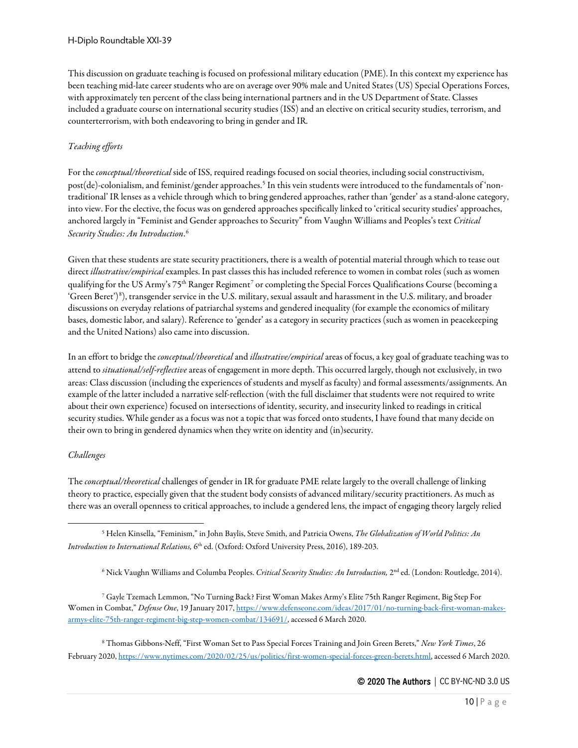This discussion on graduate teaching is focused on professional military education (PME). In this context my experience has been teaching mid-late career students who are on average over 90% male and United States (US) Special Operations Forces, with approximately ten percent of the class being international partners and in the US Department of State. Classes included a graduate course on international security studies (ISS) and an elective on critical security studies, terrorism, and counterterrorism, with both endeavoring to bring in gender and IR.

*Teaching efforts*

For the *conceptual/theoretical* side of ISS, required readings focused on social theories, including social constructivism, post(de)-colonialism, and feminist/gender approaches.[5] In this vein students were introduced to the fundamentals of 'non-traditional' IR lenses as a vehicle through which to bring gendered approaches, rather than 'gender' as a stand-alone category, into view. For the elective, the focus was on gendered approaches specifically linked to 'critical security studies' approaches, anchored largely in "Feminist and Gender approaches to Security" from Vaughn Williams and Peoples's text *Critical Security Studies: An Introduction*.[6]

Given that these students are state security practitioners, there is a wealth of potential material through which to tease out direct *illustrative/empirical* examples. In past classes this has included reference to women in combat roles (such as women qualifying for the US Army's 75th Ranger Regiment[7] or completing the Special Forces Qualifications Course (becoming a 'Green Beret')[8]), transgender service in the U.S. military, sexual assault and harassment in the U.S. military, and broader discussions on everyday relations of patriarchal systems and gendered inequality (for example the economics of military bases, domestic labor, and salary). Reference to 'gender' as a category in security practices (such as women in peacekeeping and the United Nations) also came into discussion.

In an effort to bridge the *conceptual/theoretical* and *illustrative/empirical* areas of focus, a key goal of graduate teaching was to attend to *situational/self-reflective* areas of engagement in more depth. This occurred largely, though not exclusively, in two areas: Class discussion (including the experiences of students and myself as faculty) and formal assessments/assignments. An example of the latter included a narrative self-reflection (with the full disclaimer that students were not required to write about their own experience) focused on intersections of identity, security, and insecurity linked to readings in critical security studies. While gender as a focus was not a topic that was forced onto students, I have found that many decide on their own to bring in gendered dynamics when they write on identity and (in)security.

*Challenges*

The *conceptual/theoretical* challenges of gender in IR for graduate PME relate largely to the overall challenge of linking theory to practice, especially given that the student body consists of advanced military/security practitioners. As much as there was an overall openness to critical approaches, to include a gendered lens, the impact of engaging theory largely relied

---

[5] Helen Kinsella, "Feminism," in John Baylis, Steve Smith, and Patricia Owens, *The Globalization of World Politics: An Introduction to International Relations,* 6th ed. (Oxford: Oxford University Press, 2016), 189-203.

[6] Nick Vaughn Williams and Columba Peoples. *Critical Security Studies: An Introduction,* 2nd ed. (London: Routledge, 2014).

[7] Gayle Tzemach Lemmon, "No Turning Back? First Woman Makes Army's Elite 75th Ranger Regiment, Big Step For Women in Combat," *Defense One*, 19 January 2017, https://www.defenseone.com/ideas/2017/01/no-turning-back-first-woman-makes-armys-elite-75th-ranger-regiment-big-step-women-combat/134691/, accessed 6 March 2020.

[8] Thomas Gibbons-Neff, "First Woman Set to Pass Special Forces Training and Join Green Berets," *New York Times*, 26 February 2020, https://www.nytimes.com/2020/02/25/us/politics/first-women-special-forces-green-berets.html, accessed 6 March 2020.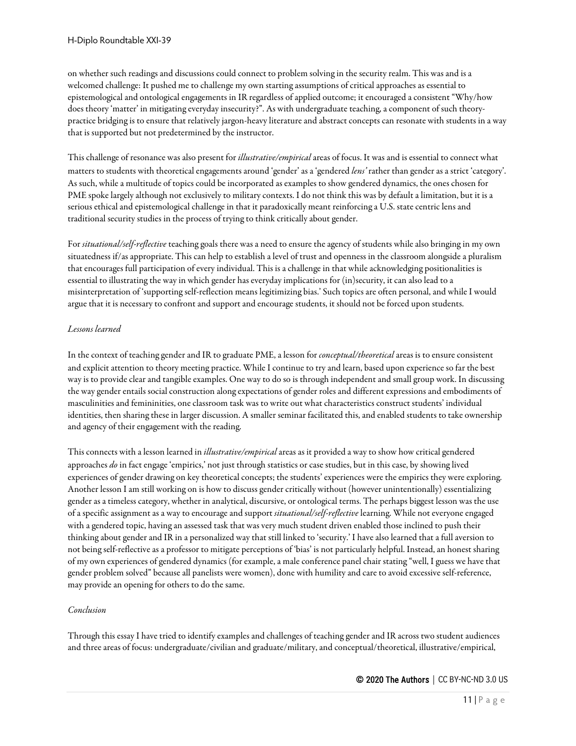on whether such readings and discussions could connect to problem solving in the security realm. This was and is a welcomed challenge: It pushed me to challenge my own starting assumptions of critical approaches as essential to epistemological and ontological engagements in IR regardless of applied outcome; it encouraged a consistent "Why/how does theory 'matter' in mitigating everyday insecurity?". As with undergraduate teaching, a component of such theory-practice bridging is to ensure that relatively jargon-heavy literature and abstract concepts can resonate with students in a way that is supported but not predetermined by the instructor.

This challenge of resonance was also present for *illustrative/empirical* areas of focus. It was and is essential to connect what matters to students with theoretical engagements around 'gender' as a 'gendered *lens'* rather than gender as a strict 'category'. As such, while a multitude of topics could be incorporated as examples to show gendered dynamics, the ones chosen for PME spoke largely although not exclusively to military contexts. I do not think this was by default a limitation, but it is a serious ethical and epistemological challenge in that it paradoxically meant reinforcing a U.S. state centric lens and traditional security studies in the process of trying to think critically about gender.

For *situational/self-reflective* teaching goals there was a need to ensure the agency of students while also bringing in my own situatedness if/as appropriate. This can help to establish a level of trust and openness in the classroom alongside a pluralism that encourages full participation of every individual. This is a challenge in that while acknowledging positionalities is essential to illustrating the way in which gender has everyday implications for (in)security, it can also lead to a misinterpretation of 'supporting self-reflection means legitimizing bias.' Such topics are often personal, and while I would argue that it is necessary to confront and support and encourage students, it should not be forced upon students.

*Lessons learned*

In the context of teaching gender and IR to graduate PME, a lesson for *conceptual/theoretical* areas is to ensure consistent and explicit attention to theory meeting practice. While I continue to try and learn, based upon experience so far the best way is to provide clear and tangible examples. One way to do so is through independent and small group work. In discussing the way gender entails social construction along expectations of gender roles and different expressions and embodiments of masculinities and femininities, one classroom task was to write out what characteristics construct students' individual identities, then sharing these in larger discussion. A smaller seminar facilitated this, and enabled students to take ownership and agency of their engagement with the reading.

This connects with a lesson learned in *illustrative/empirical* areas as it provided a way to show how critical gendered approaches *do* in fact engage 'empirics,' not just through statistics or case studies, but in this case, by showing lived experiences of gender drawing on key theoretical concepts; the students' experiences were the empirics they were exploring. Another lesson I am still working on is how to discuss gender critically without (however unintentionally) essentializing gender as a timeless category, whether in analytical, discursive, or ontological terms. The perhaps biggest lesson was the use of a specific assignment as a way to encourage and support *situational/self-reflective* learning. While not everyone engaged with a gendered topic, having an assessed task that was very much student driven enabled those inclined to push their thinking about gender and IR in a personalized way that still linked to 'security.' I have also learned that a full aversion to not being self-reflective as a professor to mitigate perceptions of 'bias' is not particularly helpful. Instead, an honest sharing of my own experiences of gendered dynamics (for example, a male conference panel chair stating "well, I guess we have that gender problem solved" because all panelists were women), done with humility and care to avoid excessive self-reference, may provide an opening for others to do the same.

*Conclusion*

Through this essay I have tried to identify examples and challenges of teaching gender and IR across two student audiences and three areas of focus: undergraduate/civilian and graduate/military, and conceptual/theoretical, illustrative/empirical,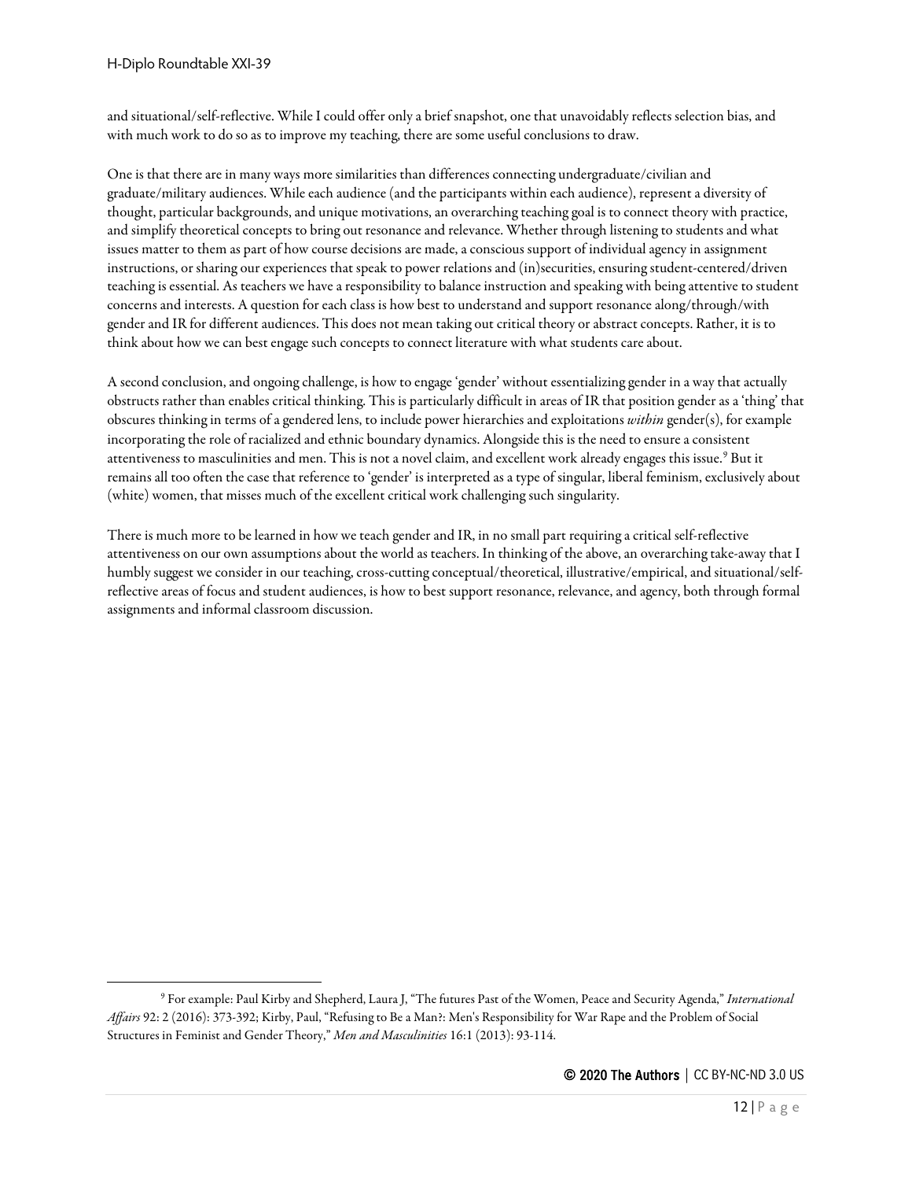and situational/self-reflective. While I could offer only a brief snapshot, one that unavoidably reflects selection bias, and with much work to do so as to improve my teaching, there are some useful conclusions to draw.

One is that there are in many ways more similarities than differences connecting undergraduate/civilian and graduate/military audiences. While each audience (and the participants within each audience), represent a diversity of thought, particular backgrounds, and unique motivations, an overarching teaching goal is to connect theory with practice, and simplify theoretical concepts to bring out resonance and relevance. Whether through listening to students and what issues matter to them as part of how course decisions are made, a conscious support of individual agency in assignment instructions, or sharing our experiences that speak to power relations and (in)securities, ensuring student-centered/driven teaching is essential. As teachers we have a responsibility to balance instruction and speaking with being attentive to student concerns and interests. A question for each class is how best to understand and support resonance along/through/with gender and IR for different audiences. This does not mean taking out critical theory or abstract concepts. Rather, it is to think about how we can best engage such concepts to connect literature with what students care about.

A second conclusion, and ongoing challenge, is how to engage 'gender' without essentializing gender in a way that actually obstructs rather than enables critical thinking. This is particularly difficult in areas of IR that position gender as a 'thing' that obscures thinking in terms of a gendered lens, to include power hierarchies and exploitations *within* gender(s), for example incorporating the role of racialized and ethnic boundary dynamics. Alongside this is the need to ensure a consistent attentiveness to masculinities and men. This is not a novel claim, and excellent work already engages this issue.[9] But it remains all too often the case that reference to 'gender' is interpreted as a type of singular, liberal feminism, exclusively about (white) women, that misses much of the excellent critical work challenging such singularity.

There is much more to be learned in how we teach gender and IR, in no small part requiring a critical self-reflective attentiveness on our own assumptions about the world as teachers. In thinking of the above, an overarching take-away that I humbly suggest we consider in our teaching, cross-cutting conceptual/theoretical, illustrative/empirical, and situational/self-reflective areas of focus and student audiences, is how to best support resonance, relevance, and agency, both through formal assignments and informal classroom discussion.

---

[9] For example: Paul Kirby and Shepherd, Laura J, "The futures Past of the Women, Peace and Security Agenda," *International Affairs* 92: 2 (2016): 373-392; Kirby, Paul, "Refusing to Be a Man?: Men's Responsibility for War Rape and the Problem of Social Structures in Feminist and Gender Theory," *Men and Masculinities* 16:1 (2013): 93-114.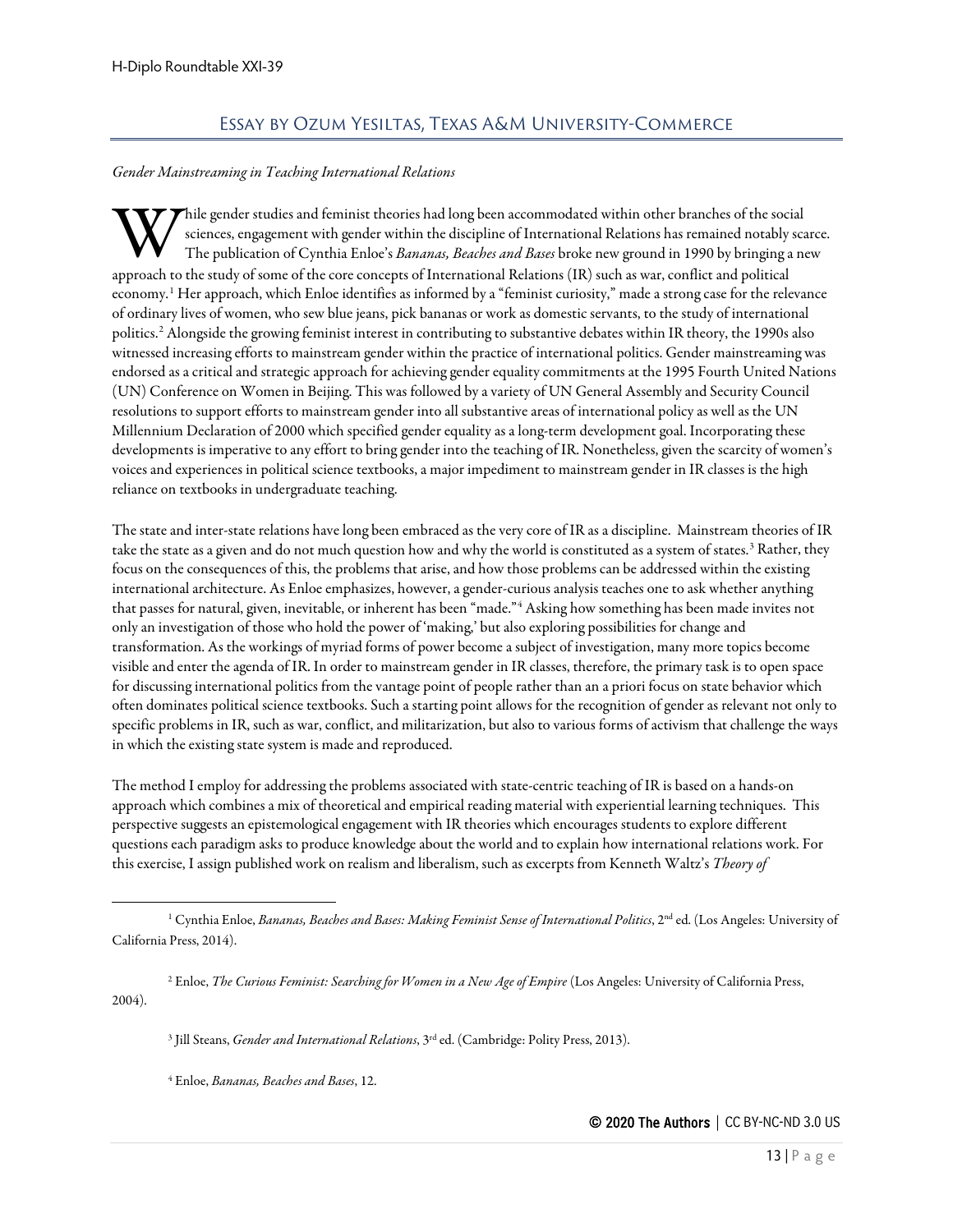## Essay by Ozum Yesiltas, Texas A&M University-Commerce

*Gender Mainstreaming in Teaching International Relations*

While gender studies and feminist theories had long been accommodated within other branches of the social sciences, engagement with gender within the discipline of International Relations has remained notably scarce. The publication of Cynthia Enloe's *Bananas, Beaches and Bases* broke new ground in 1990 by bringing a new approach to the study of some of the core concepts of International Relations (IR) such as war, conflict and political economy.[1] Her approach, which Enloe identifies as informed by a "feminist curiosity," made a strong case for the relevance of ordinary lives of women, who sew blue jeans, pick bananas or work as domestic servants, to the study of international politics.[2] Alongside the growing feminist interest in contributing to substantive debates within IR theory, the 1990s also witnessed increasing efforts to mainstream gender within the practice of international politics. Gender mainstreaming was endorsed as a critical and strategic approach for achieving gender equality commitments at the 1995 Fourth United Nations (UN) Conference on Women in Beijing. This was followed by a variety of UN General Assembly and Security Council resolutions to support efforts to mainstream gender into all substantive areas of international policy as well as the UN Millennium Declaration of 2000 which specified gender equality as a long-term development goal. Incorporating these developments is imperative to any effort to bring gender into the teaching of IR. Nonetheless, given the scarcity of women's voices and experiences in political science textbooks, a major impediment to mainstream gender in IR classes is the high reliance on textbooks in undergraduate teaching.

The state and inter-state relations have long been embraced as the very core of IR as a discipline. Mainstream theories of IR take the state as a given and do not much question how and why the world is constituted as a system of states.[3] Rather, they focus on the consequences of this, the problems that arise, and how those problems can be addressed within the existing international architecture. As Enloe emphasizes, however, a gender-curious analysis teaches one to ask whether anything that passes for natural, given, inevitable, or inherent has been "made."[4] Asking how something has been made invites not only an investigation of those who hold the power of 'making,' but also exploring possibilities for change and transformation. As the workings of myriad forms of power become a subject of investigation, many more topics become visible and enter the agenda of IR. In order to mainstream gender in IR classes, therefore, the primary task is to open space for discussing international politics from the vantage point of people rather than an a priori focus on state behavior which often dominates political science textbooks. Such a starting point allows for the recognition of gender as relevant not only to specific problems in IR, such as war, conflict, and militarization, but also to various forms of activism that challenge the ways in which the existing state system is made and reproduced.

The method I employ for addressing the problems associated with state-centric teaching of IR is based on a hands-on approach which combines a mix of theoretical and empirical reading material with experiential learning techniques. This perspective suggests an epistemological engagement with IR theories which encourages students to explore different questions each paradigm asks to produce knowledge about the world and to explain how international relations work. For this exercise, I assign published work on realism and liberalism, such as excerpts from Kenneth Waltz's *Theory of*

---

[1] Cynthia Enloe, *Bananas, Beaches and Bases: Making Feminist Sense of International Politics*, 2nd ed. (Los Angeles: University of California Press, 2014).

[2] Enloe, *The Curious Feminist: Searching for Women in a New Age of Empire* (Los Angeles: University of California Press, 2004).

[3] Jill Steans, *Gender and International Relations*, 3rd ed. (Cambridge: Polity Press, 2013).

[4] Enloe, *Bananas, Beaches and Bases*, 12.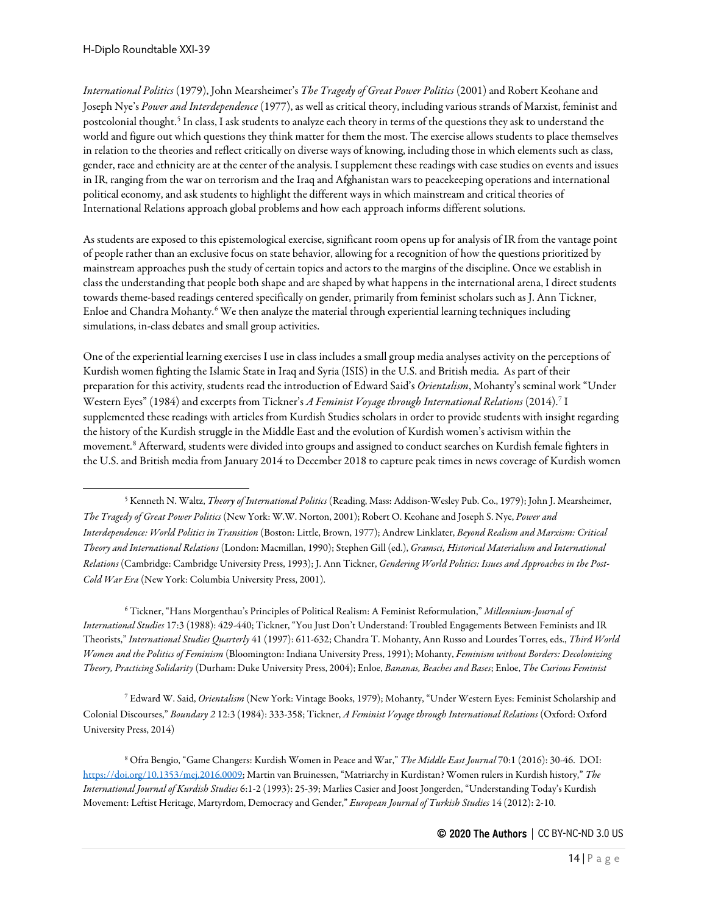*International Politics* (1979), John Mearsheimer's *The Tragedy of Great Power Politics* (2001) and Robert Keohane and Joseph Nye's *Power and Interdependence* (1977), as well as critical theory, including various strands of Marxist, feminist and postcolonial thought.[5] In class, I ask students to analyze each theory in terms of the questions they ask to understand the world and figure out which questions they think matter for them the most. The exercise allows students to place themselves in relation to the theories and reflect critically on diverse ways of knowing, including those in which elements such as class, gender, race and ethnicity are at the center of the analysis. I supplement these readings with case studies on events and issues in IR, ranging from the war on terrorism and the Iraq and Afghanistan wars to peacekeeping operations and international political economy, and ask students to highlight the different ways in which mainstream and critical theories of International Relations approach global problems and how each approach informs different solutions.

As students are exposed to this epistemological exercise, significant room opens up for analysis of IR from the vantage point of people rather than an exclusive focus on state behavior, allowing for a recognition of how the questions prioritized by mainstream approaches push the study of certain topics and actors to the margins of the discipline. Once we establish in class the understanding that people both shape and are shaped by what happens in the international arena, I direct students towards theme-based readings centered specifically on gender, primarily from feminist scholars such as J. Ann Tickner, Enloe and Chandra Mohanty.[6] We then analyze the material through experiential learning techniques including simulations, in-class debates and small group activities.

One of the experiential learning exercises I use in class includes a small group media analyses activity on the perceptions of Kurdish women fighting the Islamic State in Iraq and Syria (ISIS) in the U.S. and British media. As part of their preparation for this activity, students read the introduction of Edward Said's *Orientalism*, Mohanty's seminal work "Under Western Eyes" (1984) and excerpts from Tickner's *A Feminist Voyage through International Relations* (2014).[7] I supplemented these readings with articles from Kurdish Studies scholars in order to provide students with insight regarding the history of the Kurdish struggle in the Middle East and the evolution of Kurdish women's activism within the movement.[8] Afterward, students were divided into groups and assigned to conduct searches on Kurdish female fighters in the U.S. and British media from January 2014 to December 2018 to capture peak times in news coverage of Kurdish women

---

[5] Kenneth N. Waltz, *Theory of International Politics* (Reading, Mass: Addison-Wesley Pub. Co., 1979); John J. Mearsheimer, *The Tragedy of Great Power Politics* (New York: W.W. Norton, 2001); Robert O. Keohane and Joseph S. Nye, *Power and Interdependence: World Politics in Transition* (Boston: Little, Brown, 1977); Andrew Linklater, *Beyond Realism and Marxism: Critical Theory and International Relations* (London: Macmillan, 1990); Stephen Gill (ed.), *Gramsci, Historical Materialism and International Relations* (Cambridge: Cambridge University Press, 1993); J. Ann Tickner, *Gendering World Politics: Issues and Approaches in the Post-Cold War Era* (New York: Columbia University Press, 2001).

[6] Tickner, "Hans Morgenthau's Principles of Political Realism: A Feminist Reformulation," *Millennium-Journal of International Studies* 17:3 (1988): 429-440; Tickner, "You Just Don't Understand: Troubled Engagements Between Feminists and IR Theorists," *International Studies Quarterly* 41 (1997): 611-632; Chandra T. Mohanty, Ann Russo and Lourdes Torres, eds., *Third World Women and the Politics of Feminism* (Bloomington: Indiana University Press, 1991); Mohanty, *Feminism without Borders: Decolonizing Theory, Practicing Solidarity* (Durham: Duke University Press, 2004); Enloe, *Bananas, Beaches and Bases*; Enloe, *The Curious Feminist*

[7] Edward W. Said, *Orientalism* (New York: Vintage Books, 1979); Mohanty, "Under Western Eyes: Feminist Scholarship and Colonial Discourses," *Boundary 2* 12:3 (1984): 333-358; Tickner, *A Feminist Voyage through International Relations* (Oxford: Oxford University Press, 2014)

[8] Ofra Bengio, "Game Changers: Kurdish Women in Peace and War," *The Middle East Journal* 70:1 (2016): 30-46. DOI: https://doi.org/10.1353/mej.2016.0009; Martin van Bruinessen, "Matriarchy in Kurdistan? Women rulers in Kurdish history," *The International Journal of Kurdish Studies* 6:1-2 (1993): 25-39; Marlies Casier and Joost Jongerden, "Understanding Today's Kurdish Movement: Leftist Heritage, Martyrdom, Democracy and Gender," *European Journal of Turkish Studies* 14 (2012): 2-10.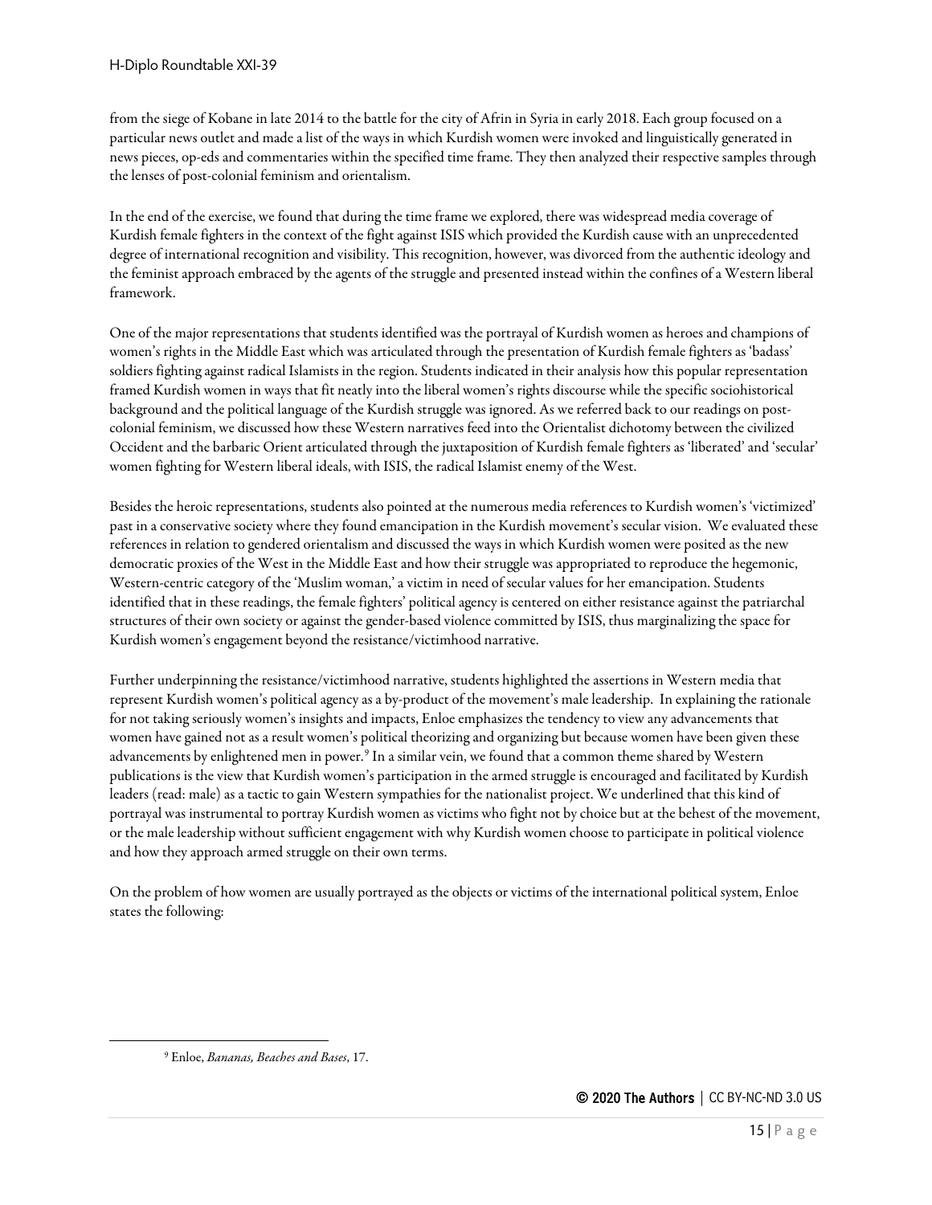from the siege of Kobane in late 2014 to the battle for the city of Afrin in Syria in early 2018. Each group focused on a particular news outlet and made a list of the ways in which Kurdish women were invoked and linguistically generated in news pieces, op-eds and commentaries within the specified time frame. They then analyzed their respective samples through the lenses of post-colonial feminism and orientalism.

In the end of the exercise, we found that during the time frame we explored, there was widespread media coverage of Kurdish female fighters in the context of the fight against ISIS which provided the Kurdish cause with an unprecedented degree of international recognition and visibility. This recognition, however, was divorced from the authentic ideology and the feminist approach embraced by the agents of the struggle and presented instead within the confines of a Western liberal framework.

One of the major representations that students identified was the portrayal of Kurdish women as heroes and champions of women's rights in the Middle East which was articulated through the presentation of Kurdish female fighters as 'badass' soldiers fighting against radical Islamists in the region. Students indicated in their analysis how this popular representation framed Kurdish women in ways that fit neatly into the liberal women's rights discourse while the specific sociohistorical background and the political language of the Kurdish struggle was ignored. As we referred back to our readings on post-colonial feminism, we discussed how these Western narratives feed into the Orientalist dichotomy between the civilized Occident and the barbaric Orient articulated through the juxtaposition of Kurdish female fighters as 'liberated' and 'secular' women fighting for Western liberal ideals, with ISIS, the radical Islamist enemy of the West.

Besides the heroic representations, students also pointed at the numerous media references to Kurdish women's 'victimized' past in a conservative society where they found emancipation in the Kurdish movement's secular vision. We evaluated these references in relation to gendered orientalism and discussed the ways in which Kurdish women were posited as the new democratic proxies of the West in the Middle East and how their struggle was appropriated to reproduce the hegemonic, Western-centric category of the 'Muslim woman,' a victim in need of secular values for her emancipation. Students identified that in these readings, the female fighters' political agency is centered on either resistance against the patriarchal structures of their own society or against the gender-based violence committed by ISIS, thus marginalizing the space for Kurdish women's engagement beyond the resistance/victimhood narrative.

Further underpinning the resistance/victimhood narrative, students highlighted the assertions in Western media that represent Kurdish women's political agency as a by-product of the movement's male leadership. In explaining the rationale for not taking seriously women's insights and impacts, Enloe emphasizes the tendency to view any advancements that women have gained not as a result women's political theorizing and organizing but because women have been given these advancements by enlightened men in power.[9] In a similar vein, we found that a common theme shared by Western publications is the view that Kurdish women's participation in the armed struggle is encouraged and facilitated by Kurdish leaders (read: male) as a tactic to gain Western sympathies for the nationalist project. We underlined that this kind of portrayal was instrumental to portray Kurdish women as victims who fight not by choice but at the behest of the movement, or the male leadership without sufficient engagement with why Kurdish women choose to participate in political violence and how they approach armed struggle on their own terms.

On the problem of how women are usually portrayed as the objects or victims of the international political system, Enloe states the following:

[9] Enloe, *Bananas, Beaches and Bases*, 17.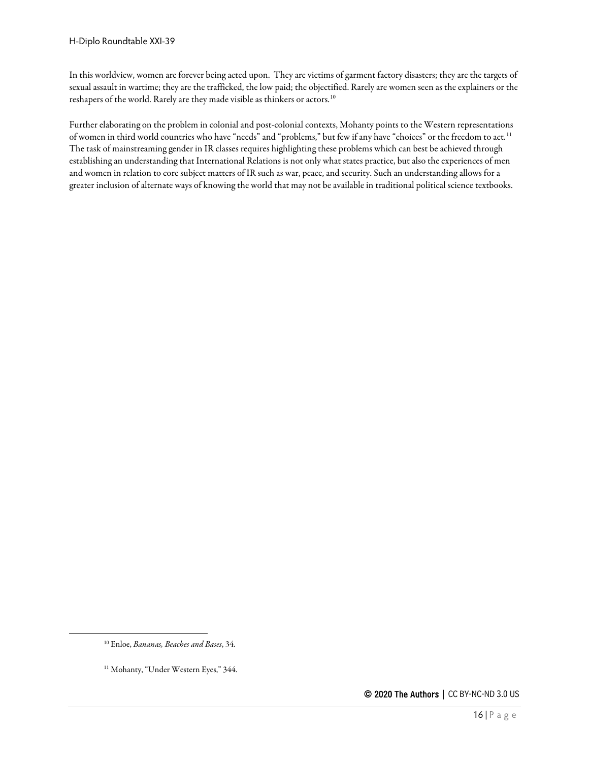In this worldview, women are forever being acted upon. They are victims of garment factory disasters; they are the targets of sexual assault in wartime; they are the trafficked, the low paid; the objectified. Rarely are women seen as the explainers or the reshapers of the world. Rarely are they made visible as thinkers or actors.[10]

Further elaborating on the problem in colonial and post-colonial contexts, Mohanty points to the Western representations of women in third world countries who have "needs" and "problems," but few if any have "choices" or the freedom to act.[11] The task of mainstreaming gender in IR classes requires highlighting these problems which can best be achieved through establishing an understanding that International Relations is not only what states practice, but also the experiences of men and women in relation to core subject matters of IR such as war, peace, and security. Such an understanding allows for a greater inclusion of alternate ways of knowing the world that may not be available in traditional political science textbooks.

[10] Enloe, *Bananas, Beaches and Bases*, 34.

[11] Mohanty, "Under Western Eyes," 344.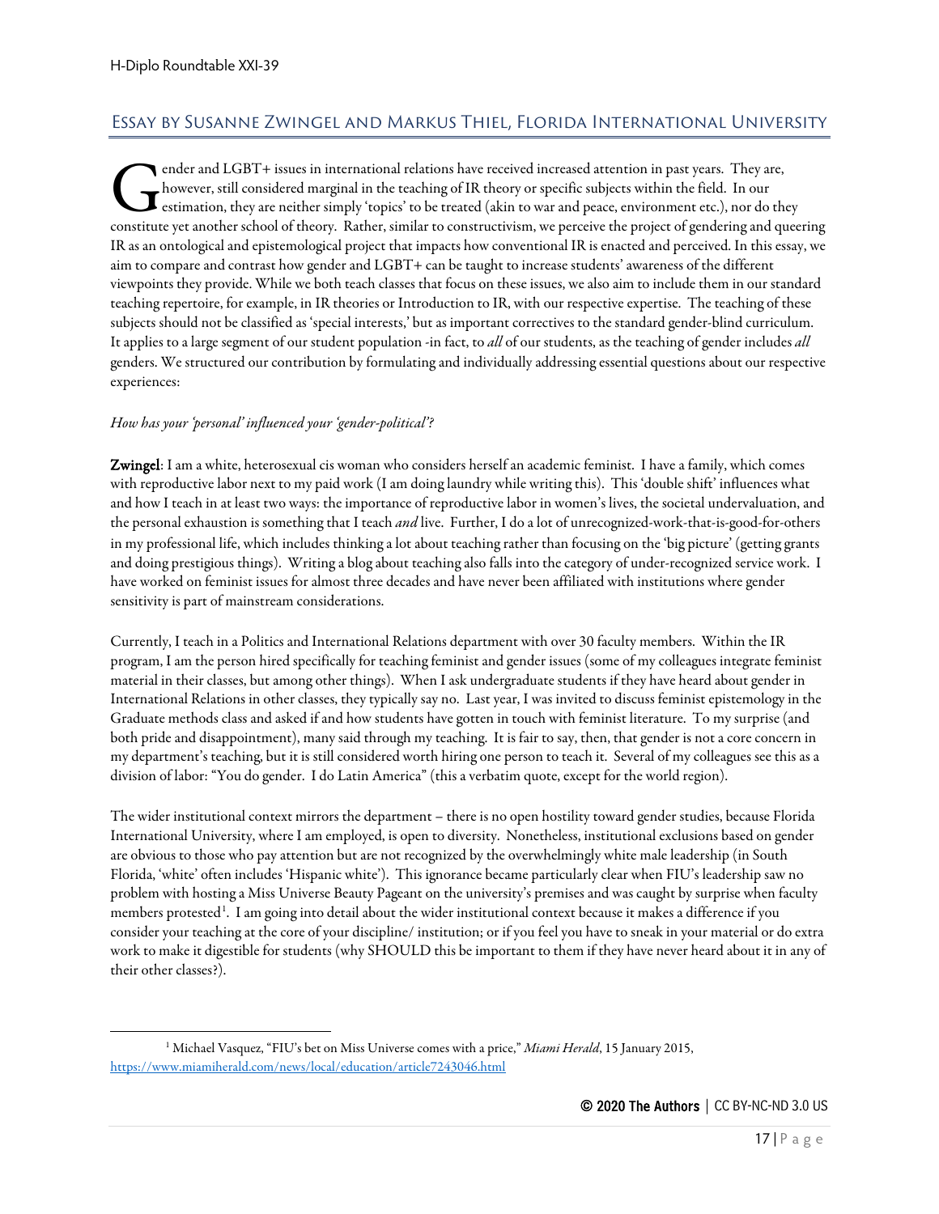## Essay by Susanne Zwingel and Markus Thiel, Florida International University

Gender and LGBT+ issues in international relations have received increased attention in past years. They are, however, still considered marginal in the teaching of IR theory or specific subjects within the field. In our estimation, they are neither simply 'topics' to be treated (akin to war and peace, environment etc.), nor do they constitute yet another school of theory. Rather, similar to constructivism, we perceive the project of gendering and queering IR as an ontological and epistemological project that impacts how conventional IR is enacted and perceived. In this essay, we aim to compare and contrast how gender and LGBT+ can be taught to increase students' awareness of the different viewpoints they provide. While we both teach classes that focus on these issues, we also aim to include them in our standard teaching repertoire, for example, in IR theories or Introduction to IR, with our respective expertise. The teaching of these subjects should not be classified as 'special interests,' but as important correctives to the standard gender-blind curriculum. It applies to a large segment of our student population -in fact, to *all* of our students, as the teaching of gender includes *all* genders. We structured our contribution by formulating and individually addressing essential questions about our respective experiences:

*How has your 'personal' influenced your 'gender-political'?*

**Zwingel**: I am a white, heterosexual cis woman who considers herself an academic feminist. I have a family, which comes with reproductive labor next to my paid work (I am doing laundry while writing this). This 'double shift' influences what and how I teach in at least two ways: the importance of reproductive labor in women's lives, the societal undervaluation, and the personal exhaustion is something that I teach *and* live. Further, I do a lot of unrecognized-work-that-is-good-for-others in my professional life, which includes thinking a lot about teaching rather than focusing on the 'big picture' (getting grants and doing prestigious things). Writing a blog about teaching also falls into the category of under-recognized service work. I have worked on feminist issues for almost three decades and have never been affiliated with institutions where gender sensitivity is part of mainstream considerations.

Currently, I teach in a Politics and International Relations department with over 30 faculty members. Within the IR program, I am the person hired specifically for teaching feminist and gender issues (some of my colleagues integrate feminist material in their classes, but among other things). When I ask undergraduate students if they have heard about gender in International Relations in other classes, they typically say no. Last year, I was invited to discuss feminist epistemology in the Graduate methods class and asked if and how students have gotten in touch with feminist literature. To my surprise (and both pride and disappointment), many said through my teaching. It is fair to say, then, that gender is not a core concern in my department's teaching, but it is still considered worth hiring one person to teach it. Several of my colleagues see this as a division of labor: "You do gender. I do Latin America" (this a verbatim quote, except for the world region).

The wider institutional context mirrors the department – there is no open hostility toward gender studies, because Florida International University, where I am employed, is open to diversity. Nonetheless, institutional exclusions based on gender are obvious to those who pay attention but are not recognized by the overwhelmingly white male leadership (in South Florida, 'white' often includes 'Hispanic white'). This ignorance became particularly clear when FIU's leadership saw no problem with hosting a Miss Universe Beauty Pageant on the university's premises and was caught by surprise when faculty members protested[1]. I am going into detail about the wider institutional context because it makes a difference if you consider your teaching at the core of your discipline/ institution; or if you feel you have to sneak in your material or do extra work to make it digestible for students (why SHOULD this be important to them if they have never heard about it in any of their other classes?).

[1] Michael Vasquez, "FIU's bet on Miss Universe comes with a price," *Miami Herald*, 15 January 2015, https://www.miamiherald.com/news/local/education/article7243046.html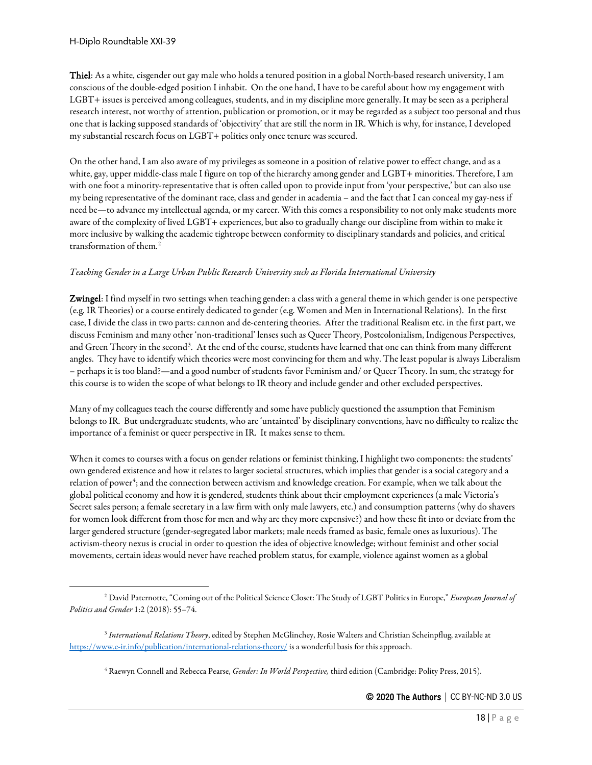**Thiel**: As a white, cisgender out gay male who holds a tenured position in a global North-based research university, I am conscious of the double-edged position I inhabit. On the one hand, I have to be careful about how my engagement with LGBT+ issues is perceived among colleagues, students, and in my discipline more generally. It may be seen as a peripheral research interest, not worthy of attention, publication or promotion, or it may be regarded as a subject too personal and thus one that is lacking supposed standards of 'objectivity' that are still the norm in IR. Which is why, for instance, I developed my substantial research focus on LGBT+ politics only once tenure was secured.

On the other hand, I am also aware of my privileges as someone in a position of relative power to effect change, and as a white, gay, upper middle-class male I figure on top of the hierarchy among gender and LGBT+ minorities. Therefore, I am with one foot a minority-representative that is often called upon to provide input from 'your perspective,' but can also use my being representative of the dominant race, class and gender in academia – and the fact that I can conceal my gay-ness if need be—to advance my intellectual agenda, or my career. With this comes a responsibility to not only make students more aware of the complexity of lived LGBT+ experiences, but also to gradually change our discipline from within to make it more inclusive by walking the academic tightrope between conformity to disciplinary standards and policies, and critical transformation of them.[2]

*Teaching Gender in a Large Urban Public Research University such as Florida International University*

**Zwingel**: I find myself in two settings when teaching gender: a class with a general theme in which gender is one perspective (e.g. IR Theories) or a course entirely dedicated to gender (e.g. Women and Men in International Relations). In the first case, I divide the class in two parts: cannon and de-centering theories. After the traditional Realism etc. in the first part, we discuss Feminism and many other 'non-traditional' lenses such as Queer Theory, Postcolonialism, Indigenous Perspectives, and Green Theory in the second[3]. At the end of the course, students have learned that one can think from many different angles. They have to identify which theories were most convincing for them and why. The least popular is always Liberalism – perhaps it is too bland?—and a good number of students favor Feminism and/ or Queer Theory. In sum, the strategy for this course is to widen the scope of what belongs to IR theory and include gender and other excluded perspectives.

Many of my colleagues teach the course differently and some have publicly questioned the assumption that Feminism belongs to IR. But undergraduate students, who are 'untainted' by disciplinary conventions, have no difficulty to realize the importance of a feminist or queer perspective in IR. It makes sense to them.

When it comes to courses with a focus on gender relations or feminist thinking, I highlight two components: the students' own gendered existence and how it relates to larger societal structures, which implies that gender is a social category and a relation of power[4]; and the connection between activism and knowledge creation. For example, when we talk about the global political economy and how it is gendered, students think about their employment experiences (a male Victoria's Secret sales person; a female secretary in a law firm with only male lawyers, etc.) and consumption patterns (why do shavers for women look different from those for men and why are they more expensive?) and how these fit into or deviate from the larger gendered structure (gender-segregated labor markets; male needs framed as basic, female ones as luxurious). The activism-theory nexus is crucial in order to question the idea of objective knowledge; without feminist and other social movements, certain ideas would never have reached problem status, for example, violence against women as a global

---

[2] David Paternotte, "Coming out of the Political Science Closet: The Study of LGBT Politics in Europe," *European Journal of Politics and Gender* 1:2 (2018): 55–74.

[3] *International Relations Theory*, edited by Stephen McGlinchey, Rosie Walters and Christian Scheinpflug, available at https://www.e-ir.info/publication/international-relations-theory/ is a wonderful basis for this approach.

[4] Raewyn Connell and Rebecca Pearse, *Gender: In World Perspective,* third edition (Cambridge: Polity Press, 2015).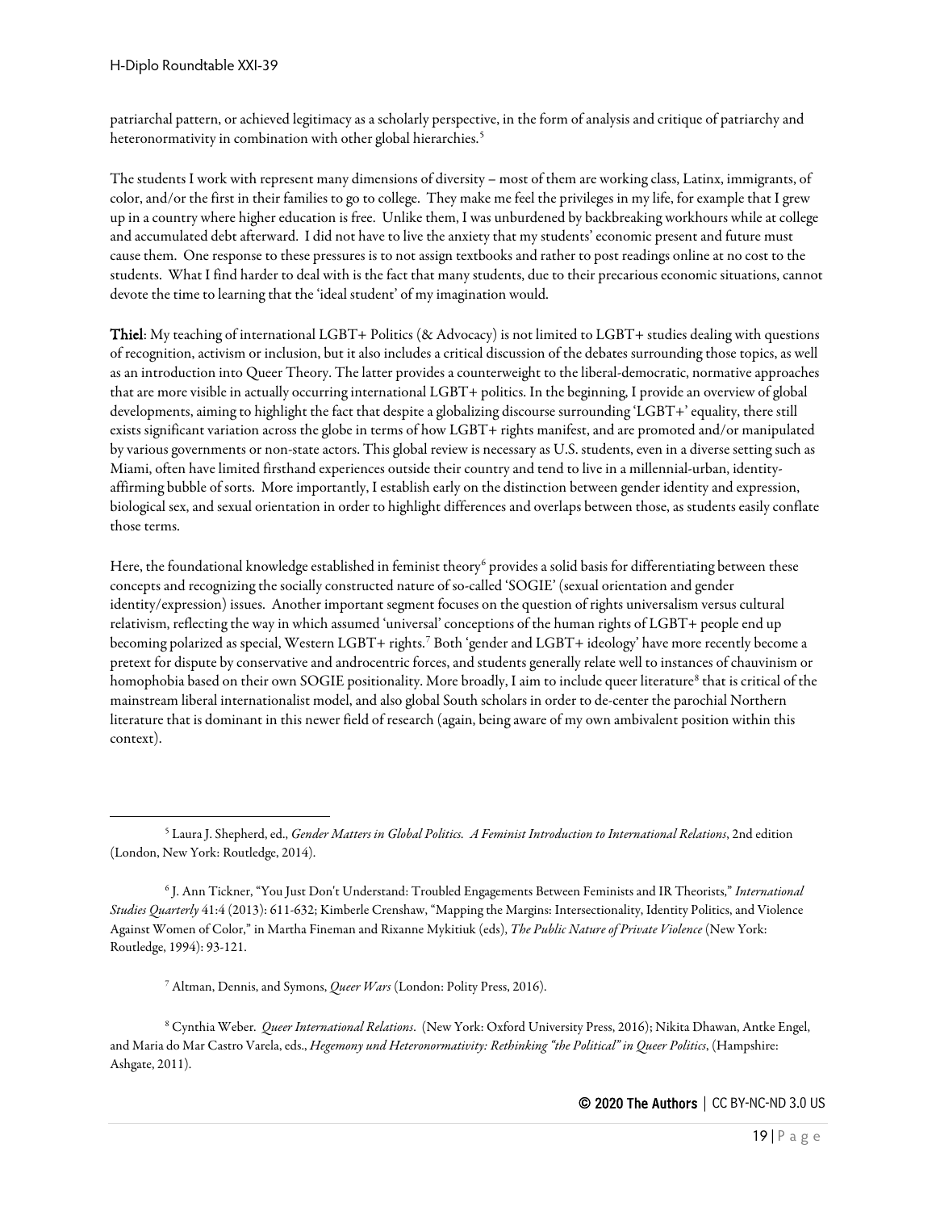patriarchal pattern, or achieved legitimacy as a scholarly perspective, in the form of analysis and critique of patriarchy and heteronormativity in combination with other global hierarchies.[5]

The students I work with represent many dimensions of diversity – most of them are working class, Latinx, immigrants, of color, and/or the first in their families to go to college. They make me feel the privileges in my life, for example that I grew up in a country where higher education is free. Unlike them, I was unburdened by backbreaking workhours while at college and accumulated debt afterward. I did not have to live the anxiety that my students' economic present and future must cause them. One response to these pressures is to not assign textbooks and rather to post readings online at no cost to the students. What I find harder to deal with is the fact that many students, due to their precarious economic situations, cannot devote the time to learning that the 'ideal student' of my imagination would.

**Thiel**: My teaching of international LGBT+ Politics (& Advocacy) is not limited to LGBT+ studies dealing with questions of recognition, activism or inclusion, but it also includes a critical discussion of the debates surrounding those topics, as well as an introduction into Queer Theory. The latter provides a counterweight to the liberal-democratic, normative approaches that are more visible in actually occurring international LGBT+ politics. In the beginning, I provide an overview of global developments, aiming to highlight the fact that despite a globalizing discourse surrounding 'LGBT+' equality, there still exists significant variation across the globe in terms of how LGBT+ rights manifest, and are promoted and/or manipulated by various governments or non-state actors. This global review is necessary as U.S. students, even in a diverse setting such as Miami, often have limited firsthand experiences outside their country and tend to live in a millennial-urban, identity-affirming bubble of sorts. More importantly, I establish early on the distinction between gender identity and expression, biological sex, and sexual orientation in order to highlight differences and overlaps between those, as students easily conflate those terms.

Here, the foundational knowledge established in feminist theory[6] provides a solid basis for differentiating between these concepts and recognizing the socially constructed nature of so-called 'SOGIE' (sexual orientation and gender identity/expression) issues. Another important segment focuses on the question of rights universalism versus cultural relativism, reflecting the way in which assumed 'universal' conceptions of the human rights of LGBT+ people end up becoming polarized as special, Western LGBT+ rights.[7] Both 'gender and LGBT+ ideology' have more recently become a pretext for dispute by conservative and androcentric forces, and students generally relate well to instances of chauvinism or homophobia based on their own SOGIE positionality. More broadly, I aim to include queer literature[8] that is critical of the mainstream liberal internationalist model, and also global South scholars in order to de-center the parochial Northern literature that is dominant in this newer field of research (again, being aware of my own ambivalent position within this context).

---

[5] Laura J. Shepherd, ed., *Gender Matters in Global Politics. A Feminist Introduction to International Relations*, 2nd edition (London, New York: Routledge, 2014).

[6] J. Ann Tickner, "You Just Don't Understand: Troubled Engagements Between Feminists and IR Theorists," *International Studies Quarterly* 41:4 (2013): 611-632; Kimberle Crenshaw, "Mapping the Margins: Intersectionality, Identity Politics, and Violence Against Women of Color," in Martha Fineman and Rixanne Mykitiuk (eds), *The Public Nature of Private Violence* (New York: Routledge, 1994): 93-121.

[7] Altman, Dennis, and Symons, *Queer Wars* (London: Polity Press, 2016).

[8] Cynthia Weber. *Queer International Relations*. (New York: Oxford University Press, 2016); Nikita Dhawan, Antke Engel, and Maria do Mar Castro Varela, eds., *Hegemony und Heteronormativity: Rethinking "the Political" in Queer Politics*, (Hampshire: Ashgate, 2011).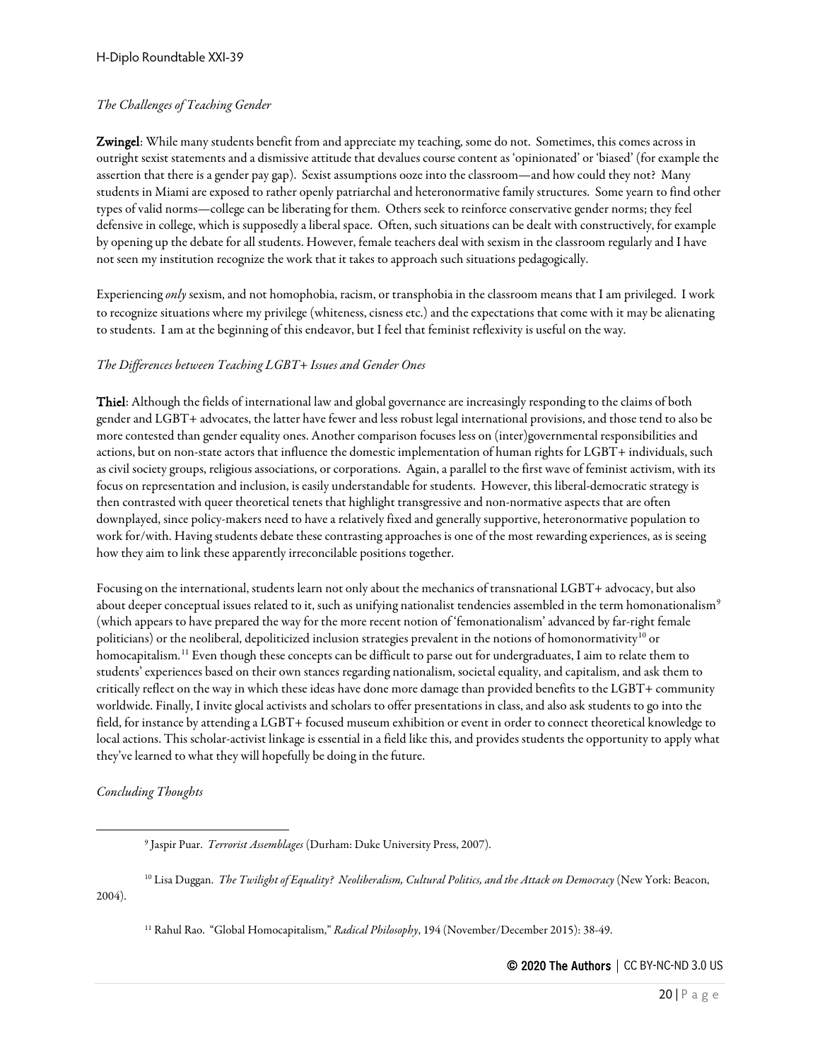*The Challenges of Teaching Gender*

**Zwingel**: While many students benefit from and appreciate my teaching, some do not. Sometimes, this comes across in outright sexist statements and a dismissive attitude that devalues course content as 'opinionated' or 'biased' (for example the assertion that there is a gender pay gap). Sexist assumptions ooze into the classroom—and how could they not? Many students in Miami are exposed to rather openly patriarchal and heteronormative family structures. Some yearn to find other types of valid norms—college can be liberating for them. Others seek to reinforce conservative gender norms; they feel defensive in college, which is supposedly a liberal space. Often, such situations can be dealt with constructively, for example by opening up the debate for all students. However, female teachers deal with sexism in the classroom regularly and I have not seen my institution recognize the work that it takes to approach such situations pedagogically.

Experiencing *only* sexism, and not homophobia, racism, or transphobia in the classroom means that I am privileged. I work to recognize situations where my privilege (whiteness, cisness etc.) and the expectations that come with it may be alienating to students. I am at the beginning of this endeavor, but I feel that feminist reflexivity is useful on the way.

*The Differences between Teaching LGBT+ Issues and Gender Ones*

**Thiel**: Although the fields of international law and global governance are increasingly responding to the claims of both gender and LGBT+ advocates, the latter have fewer and less robust legal international provisions, and those tend to also be more contested than gender equality ones. Another comparison focuses less on (inter)governmental responsibilities and actions, but on non-state actors that influence the domestic implementation of human rights for LGBT+ individuals, such as civil society groups, religious associations, or corporations. Again, a parallel to the first wave of feminist activism, with its focus on representation and inclusion, is easily understandable for students. However, this liberal-democratic strategy is then contrasted with queer theoretical tenets that highlight transgressive and non-normative aspects that are often downplayed, since policy-makers need to have a relatively fixed and generally supportive, heteronormative population to work for/with. Having students debate these contrasting approaches is one of the most rewarding experiences, as is seeing how they aim to link these apparently irreconcilable positions together.

Focusing on the international, students learn not only about the mechanics of transnational LGBT+ advocacy, but also about deeper conceptual issues related to it, such as unifying nationalist tendencies assembled in the term homonationalism[9] (which appears to have prepared the way for the more recent notion of 'femonationalism' advanced by far-right female politicians) or the neoliberal, depoliticized inclusion strategies prevalent in the notions of homonormativity[10] or homocapitalism.[11] Even though these concepts can be difficult to parse out for undergraduates, I aim to relate them to students' experiences based on their own stances regarding nationalism, societal equality, and capitalism, and ask them to critically reflect on the way in which these ideas have done more damage than provided benefits to the LGBT+ community worldwide. Finally, I invite glocal activists and scholars to offer presentations in class, and also ask students to go into the field, for instance by attending a LGBT+ focused museum exhibition or event in order to connect theoretical knowledge to local actions. This scholar-activist linkage is essential in a field like this, and provides students the opportunity to apply what they've learned to what they will hopefully be doing in the future.

*Concluding Thoughts*

---

[9] Jaspir Puar. *Terrorist Assemblages* (Durham: Duke University Press, 2007).

[10] Lisa Duggan. *The Twilight of Equality? Neoliberalism, Cultural Politics, and the Attack on Democracy* (New York: Beacon, 2004).

[11] Rahul Rao. "Global Homocapitalism," *Radical Philosophy*, 194 (November/December 2015): 38-49.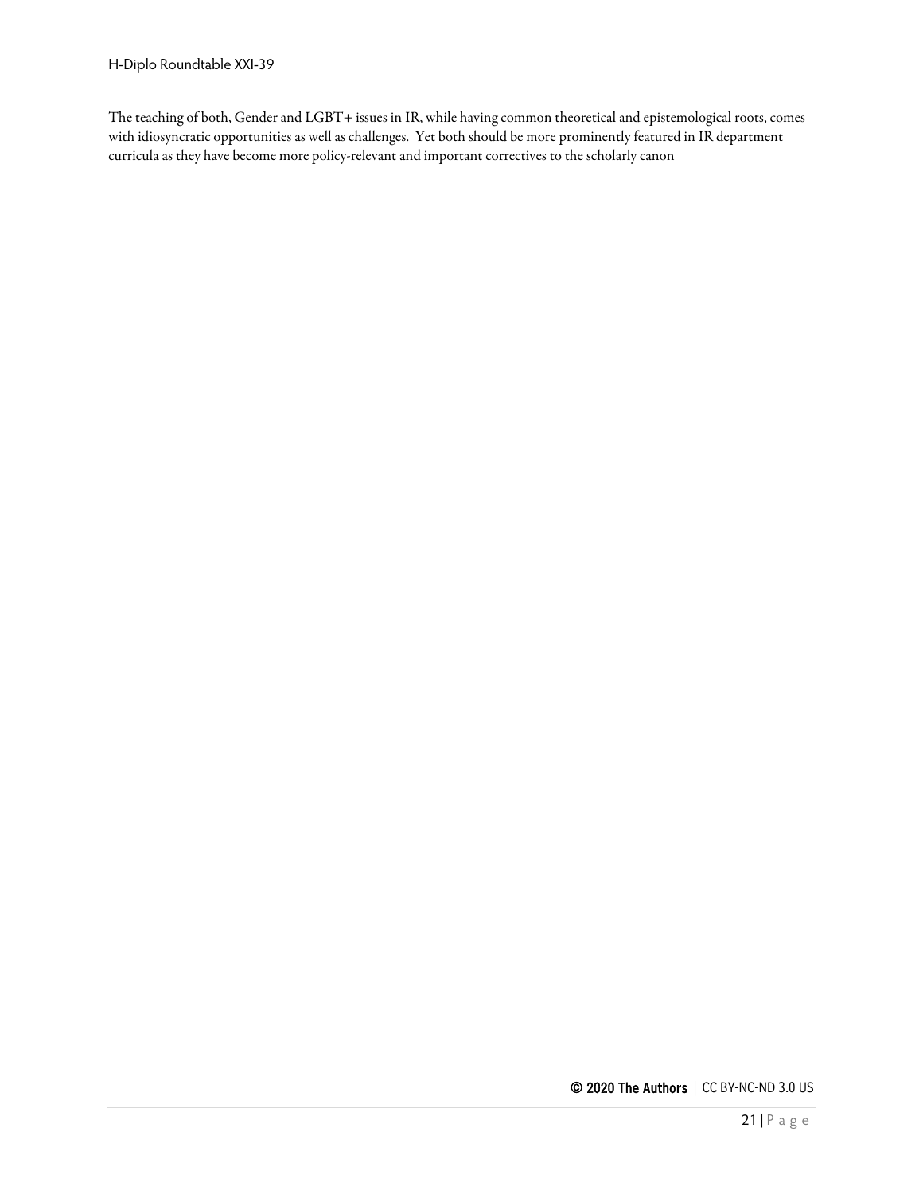The teaching of both, Gender and LGBT+ issues in IR, while having common theoretical and epistemological roots, comes with idiosyncratic opportunities as well as challenges. Yet both should be more prominently featured in IR department curricula as they have become more policy-relevant and important correctives to the scholarly canon